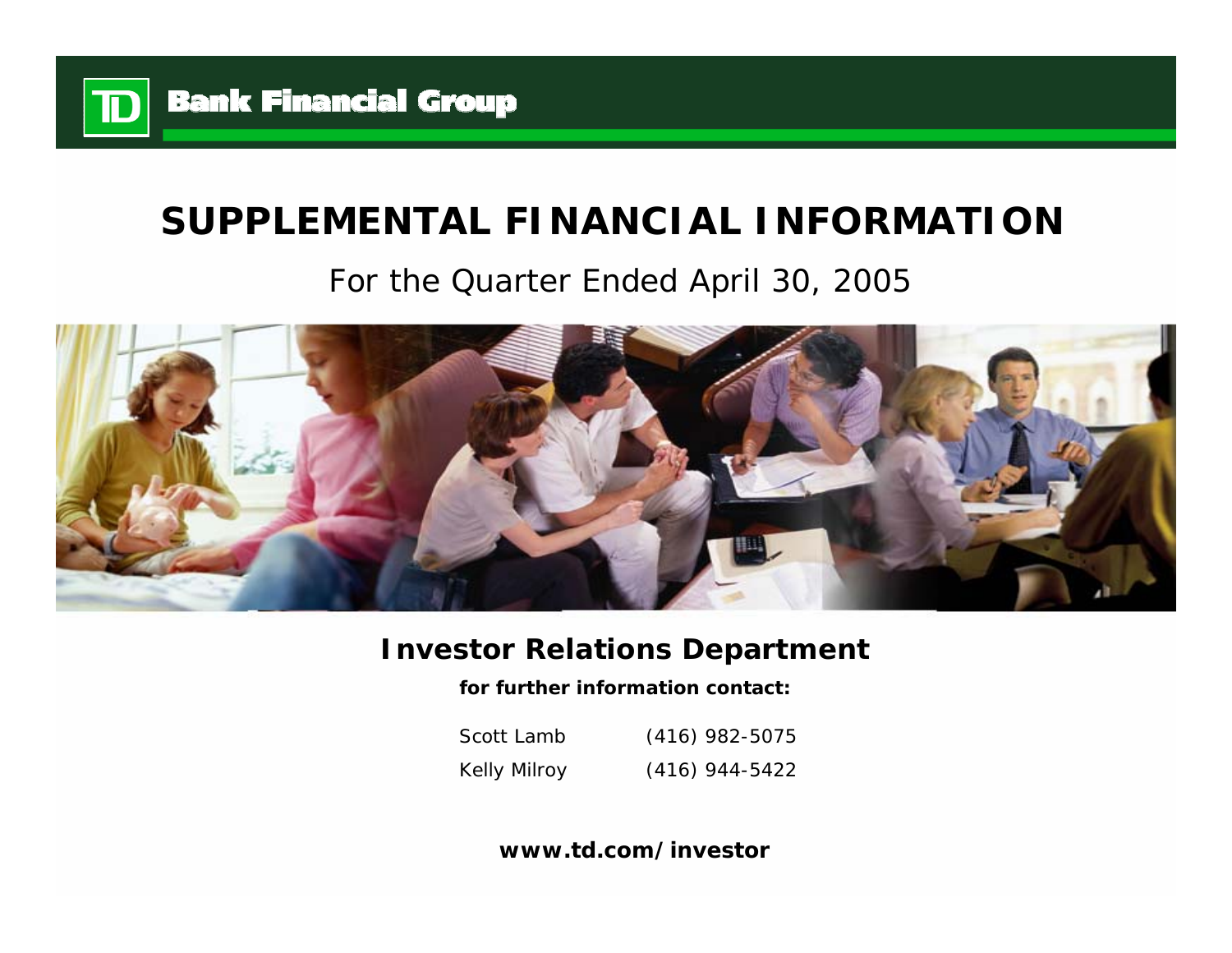TD Bank Financial Group

# SUPPLEMENTAL FINANCIAL INFORMATION

## For the Quarter Ended April 30, 2005

### Investor Relations Department

**for further information contact:**

| | |
|---|---|
| Scott Lamb | (416) 982-5075 |
| Kelly Milroy | (416) 944-5422 |

**www.td.com/investor**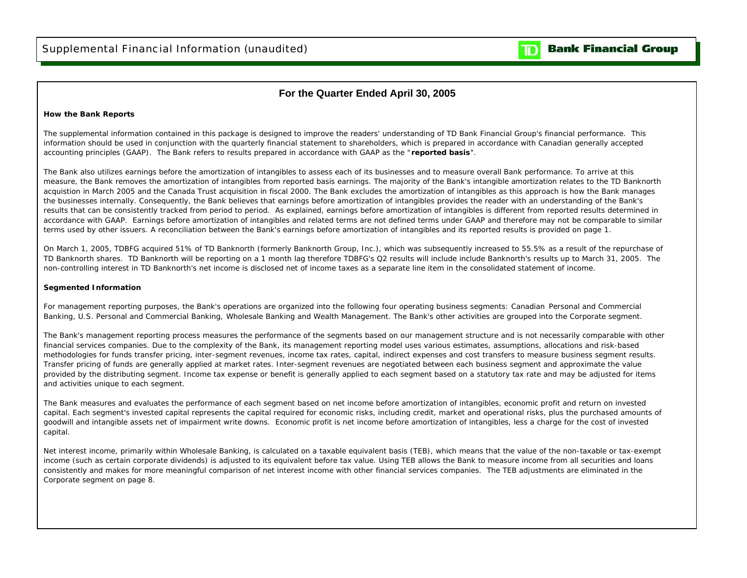# Supplemental Financial Information (unaudited)

## For the Quarter Ended April 30, 2005

**How the Bank Reports**

The supplemental information contained in this package is designed to improve the readers' understanding of TD Bank Financial Group's financial performance. This information should be used in conjunction with the quarterly financial statement to shareholders, which is prepared in accordance with Canadian generally accepted accounting principles (GAAP). The Bank refers to results prepared in accordance with GAAP as the "**reported basis**".

The Bank also utilizes earnings before the amortization of intangibles to assess each of its businesses and to measure overall Bank performance. To arrive at this measure, the Bank removes the amortization of intangibles from reported basis earnings. The majority of the Bank's intangible amortization relates to the TD Banknorth acquistion in March 2005 and the Canada Trust acquisition in fiscal 2000. The Bank excludes the amortization of intangibles as this approach is how the Bank manages the businesses internally. Consequently, the Bank believes that earnings before amortization of intangibles provides the reader with an understanding of the Bank's results that can be consistently tracked from period to period. As explained, earnings before amortization of intangibles is different from reported results determined in accordance with GAAP. Earnings before amortization of intangibles and related terms are not defined terms under GAAP and therefore may not be comparable to similar terms used by other issuers. A reconciliation between the Bank's earnings before amortization of intangibles and its reported results is provided on page 1.

On March 1, 2005, TDBFG acquired 51% of TD Banknorth (formerly Banknorth Group, Inc.), which was subsequently increased to 55.5% as a result of the repurchase of TD Banknorth shares. TD Banknorth will be reporting on a 1 month lag therefore TDBFG's Q2 results will include include Banknorth's results up to March 31, 2005. The non-controlling interest in TD Banknorth's net income is disclosed net of income taxes as a separate line item in the consolidated statement of income.

**Segmented Information**

For management reporting purposes, the Bank's operations are organized into the following four operating business segments: Canadian Personal and Commercial Banking, U.S. Personal and Commercial Banking, Wholesale Banking and Wealth Management. The Bank's other activities are grouped into the Corporate segment.

The Bank's management reporting process measures the performance of the segments based on our management structure and is not necessarily comparable with other financial services companies. Due to the complexity of the Bank, its management reporting model uses various estimates, assumptions, allocations and risk-based methodologies for funds transfer pricing, inter-segment revenues, income tax rates, capital, indirect expenses and cost transfers to measure business segment results. Transfer pricing of funds are generally applied at market rates. Inter-segment revenues are negotiated between each business segment and approximate the value provided by the distributing segment. Income tax expense or benefit is generally applied to each segment based on a statutory tax rate and may be adjusted for items and activities unique to each segment.

The Bank measures and evaluates the performance of each segment based on net income before amortization of intangibles, economic profit and return on invested capital. Each segment's invested capital represents the capital required for economic risks, including credit, market and operational risks, plus the purchased amounts of goodwill and intangible assets net of impairment write downs. Economic profit is net income before amortization of intangibles, less a charge for the cost of invested capital.

Net interest income, primarily within Wholesale Banking, is calculated on a taxable equivalent basis (TEB), which means that the value of the non-taxable or tax-exempt income (such as certain corporate dividends) is adjusted to its equivalent before tax value. Using TEB allows the Bank to measure income from all securities and loans consistently and makes for more meaningful comparison of net interest income with other financial services companies. The TEB adjustments are eliminated in the Corporate segment on page 8.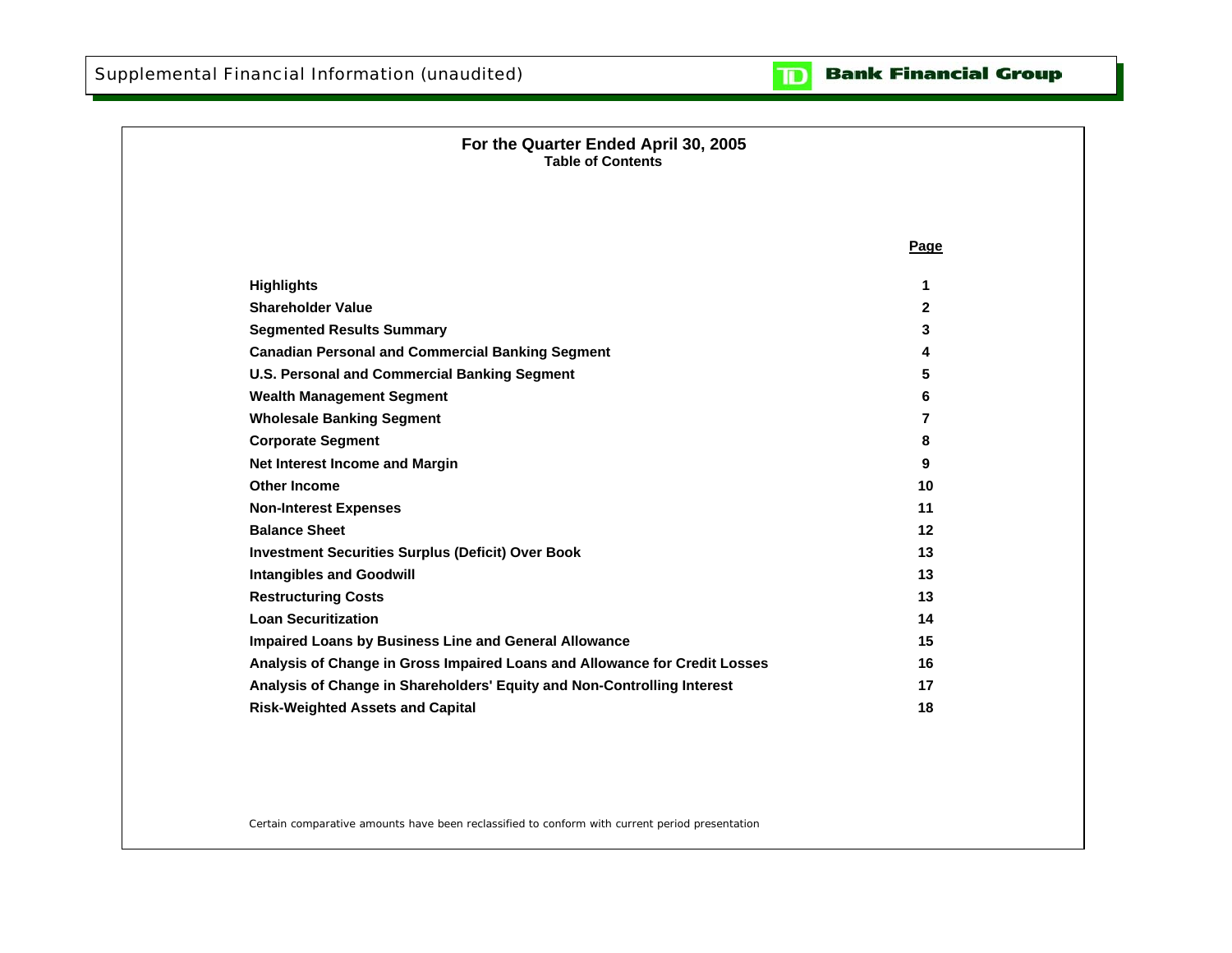# For the Quarter Ended April 30, 2005

## Table of Contents

| | Page |
|---|---|
| **Highlights** | **1** |
| **Shareholder Value** | **2** |
| **Segmented Results Summary** | **3** |
| **Canadian Personal and Commercial Banking Segment** | **4** |
| **U.S. Personal and Commercial Banking Segment** | **5** |
| **Wealth Management Segment** | **6** |
| **Wholesale Banking Segment** | **7** |
| **Corporate Segment** | **8** |
| **Net Interest Income and Margin** | **9** |
| **Other Income** | **10** |
| **Non-Interest Expenses** | **11** |
| **Balance Sheet** | **12** |
| **Investment Securities Surplus (Deficit) Over Book** | **13** |
| **Intangibles and Goodwill** | **13** |
| **Restructuring Costs** | **13** |
| **Loan Securitization** | **14** |
| **Impaired Loans by Business Line and General Allowance** | **15** |
| **Analysis of Change in Gross Impaired Loans and Allowance for Credit Losses** | **16** |
| **Analysis of Change in Shareholders' Equity and Non-Controlling Interest** | **17** |
| **Risk-Weighted Assets and Capital** | **18** |

Certain comparative amounts have been reclassified to conform with current period presentation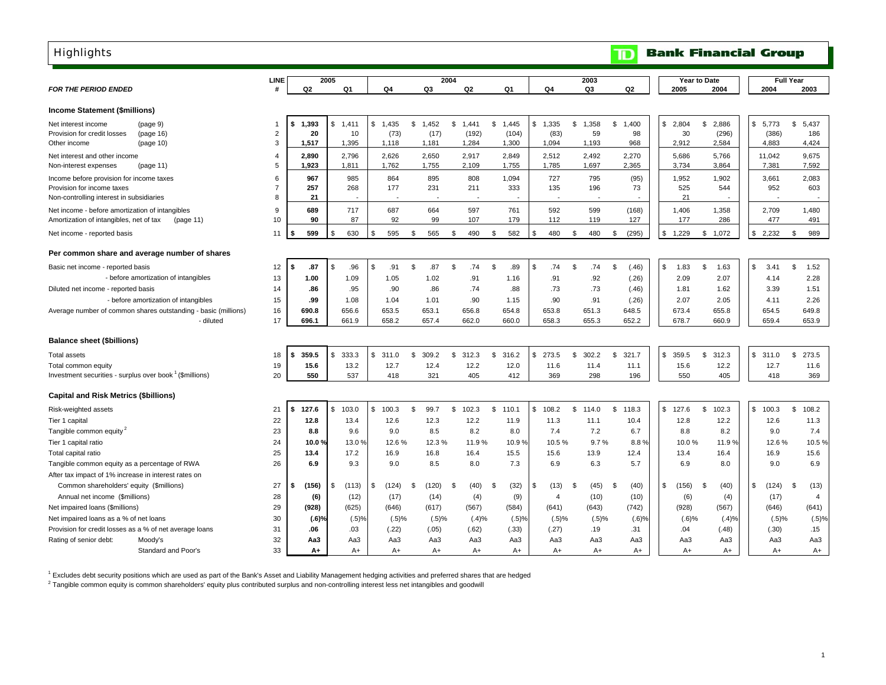# Highlights

**TD Bank Financial Group**

| *FOR THE PERIOD ENDED* | LINE # | 2005 Q2 | 2005 Q1 | 2004 Q4 | 2004 Q3 | 2004 Q2 | 2004 Q1 | 2003 Q4 | 2003 Q3 | 2003 Q2 | Year to Date 2005 | Year to Date 2004 | Full Year 2004 | Full Year 2003 |
|---|---|---|---|---|---|---|---|---|---|---|---|---|---|---|
| **Income Statement ($millions)** | | | | | | | | | | | | | | |
| Net interest income (page 9) | 1 | **$ 1,393** | $ 1,411 | $ 1,435 | $ 1,452 | $ 1,441 | $ 1,445 | $ 1,335 | $ 1,358 | $ 1,400 | $ 2,804 | $ 2,886 | $ 5,773 | $ 5,437 |
| Provision for credit losses (page 16) | 2 | **20** | 10 | (73) | (17) | (192) | (104) | (83) | 59 | 98 | 30 | (296) | (386) | 186 |
| Other income (page 10) | 3 | **1,517** | 1,395 | 1,118 | 1,181 | 1,284 | 1,300 | 1,094 | 1,193 | 968 | 2,912 | 2,584 | 4,883 | 4,424 |
| Net interest and other income | 4 | **2,890** | 2,796 | 2,626 | 2,650 | 2,917 | 2,849 | 2,512 | 2,492 | 2,270 | 5,686 | 5,766 | 11,042 | 9,675 |
| Non-interest expenses (page 11) | 5 | **1,923** | 1,811 | 1,762 | 1,755 | 2,109 | 1,755 | 1,785 | 1,697 | 2,365 | 3,734 | 3,864 | 7,381 | 7,592 |
| Income before provision for income taxes | 6 | **967** | 985 | 864 | 895 | 808 | 1,094 | 727 | 795 | (95) | 1,952 | 1,902 | 3,661 | 2,083 |
| Provision for income taxes | 7 | **257** | 268 | 177 | 231 | 211 | 333 | 135 | 196 | 73 | 525 | 544 | 952 | 603 |
| Non-controlling interest in subsidiaries | 8 | **21** | - | - | - | - | - | - | - | - | 21 | - | - | - |
| Net income - before amortization of intangibles | 9 | **689** | 717 | 687 | 664 | 597 | 761 | 592 | 599 | (168) | 1,406 | 1,358 | 2,709 | 1,480 |
| Amortization of intangibles, net of tax (page 11) | 10 | **90** | 87 | 92 | 99 | 107 | 179 | 112 | 119 | 127 | 177 | 286 | 477 | 491 |
| Net income - reported basis | 11 | **$ 599** | $ 630 | $ 595 | $ 565 | $ 490 | $ 582 | $ 480 | $ 480 | $ (295) | $ 1,229 | $ 1,072 | $ 2,232 | $ 989 |
| **Per common share and average number of shares** | | | | | | | | | | | | | | |
| Basic net income - reported basis | 12 | **$ .87** | $ .96 | $ .91 | $ .87 | $ .74 | $ .89 | $ .74 | $ .74 | $ (.46) | $ 1.83 | $ 1.63 | $ 3.41 | $ 1.52 |
| - before amortization of intangibles | 13 | **1.00** | 1.09 | 1.05 | 1.02 | .91 | 1.16 | .91 | .92 | (.26) | 2.09 | 2.07 | 4.14 | 2.28 |
| Diluted net income - reported basis | 14 | **.86** | .95 | .90 | .86 | .74 | .88 | .73 | .73 | (.46) | 1.81 | 1.62 | 3.39 | 1.51 |
| - before amortization of intangibles | 15 | **.99** | 1.08 | 1.04 | 1.01 | .90 | 1.15 | .90 | .91 | (.26) | 2.07 | 2.05 | 4.11 | 2.26 |
| Average number of common shares outstanding - basic (millions) | 16 | **690.8** | 656.6 | 653.5 | 653.1 | 656.8 | 654.8 | 653.8 | 651.3 | 648.5 | 673.4 | 655.8 | 654.5 | 649.8 |
| - diluted | 17 | **696.1** | 661.9 | 658.2 | 657.4 | 662.0 | 660.0 | 658.3 | 655.3 | 652.2 | 678.7 | 660.9 | 659.4 | 653.9 |
| **Balance sheet ($billions)** | | | | | | | | | | | | | | |
| Total assets | 18 | **$ 359.5** | $ 333.3 | $ 311.0 | $ 309.2 | $ 312.3 | $ 316.2 | $ 273.5 | $ 302.2 | $ 321.7 | $ 359.5 | $ 312.3 | $ 311.0 | $ 273.5 |
| Total common equity | 19 | **15.6** | 13.2 | 12.7 | 12.4 | 12.2 | 12.0 | 11.6 | 11.4 | 11.1 | 15.6 | 12.2 | 12.7 | 11.6 |
| Investment securities - surplus over book [1] ($millions) | 20 | **550** | 537 | 418 | 321 | 405 | 412 | 369 | 298 | 196 | 550 | 405 | 418 | 369 |
| **Capital and Risk Metrics ($billions)** | | | | | | | | | | | | | | |
| Risk-weighted assets | 21 | **$ 127.6** | $ 103.0 | $ 100.3 | $ 99.7 | $ 102.3 | $ 110.1 | $ 108.2 | $ 114.0 | $ 118.3 | $ 127.6 | $ 102.3 | $ 100.3 | $ 108.2 |
| Tier 1 capital | 22 | **12.8** | 13.4 | 12.6 | 12.3 | 12.2 | 11.9 | 11.3 | 11.1 | 10.4 | 12.8 | 12.2 | 12.6 | 11.3 |
| Tangible common equity [2] | 23 | **8.8** | 9.6 | 9.0 | 8.5 | 8.2 | 8.0 | 7.4 | 7.2 | 6.7 | 8.8 | 8.2 | 9.0 | 7.4 |
| Tier 1 capital ratio | 24 | **10.0 %** | 13.0 % | 12.6 % | 12.3 % | 11.9 % | 10.9 % | 10.5 % | 9.7 % | 8.8 % | 10.0 % | 11.9 % | 12.6 % | 10.5 % |
| Total capital ratio | 25 | **13.4** | 17.2 | 16.9 | 16.8 | 16.4 | 15.5 | 15.6 | 13.9 | 12.4 | 13.4 | 16.4 | 16.9 | 15.6 |
| Tangible common equity as a percentage of RWA | 26 | **6.9** | 9.3 | 9.0 | 8.5 | 8.0 | 7.3 | 6.9 | 6.3 | 5.7 | 6.9 | 8.0 | 9.0 | 6.9 |
| After tax impact of 1% increase in interest rates on | | | | | | | | | | | | | | |
| Common shareholders' equity ($millions) | 27 | **$ (156)** | $ (113) | $ (124) | $ (120) | $ (40) | $ (32) | $ (13) | $ (45) | $ (40) | $ (156) | $ (40) | $ (124) | $ (13) |
| Annual net income ($millions) | 28 | **(6)** | (12) | (17) | (14) | (4) | (9) | 4 | (10) | (10) | (6) | (4) | (17) | 4 |
| Net impaired loans ($millions) | 29 | **(928)** | (625) | (646) | (617) | (567) | (584) | (641) | (643) | (742) | (928) | (567) | (646) | (641) |
| Net impaired loans as a % of net loans | 30 | **(.6)%** | (.5)% | (.5)% | (.5)% | (.4)% | (.5)% | (.5)% | (.5)% | (.6)% | (.6)% | (.4)% | (.5)% | (.5)% |
| Provision for credit losses as a % of net average loans | 31 | **.06** | .03 | (.22) | (.05) | (.62) | (.33) | (.27) | .19 | .31 | .04 | (.48) | (.30) | .15 |
| Rating of senior debt: Moody's | 32 | **Aa3** | Aa3 | Aa3 | Aa3 | Aa3 | Aa3 | Aa3 | Aa3 | Aa3 | Aa3 | Aa3 | Aa3 | Aa3 |
| Standard and Poor's | 33 | **A+** | A+ | A+ | A+ | A+ | A+ | A+ | A+ | A+ | A+ | A+ | A+ | A+ |

[1] Excludes debt security positions which are used as part of the Bank's Asset and Liability Management hedging activities and preferred shares that are hedged

[2] Tangible common equity is common shareholders' equity plus contributed surplus and non-controlling interest less net intangibles and goodwill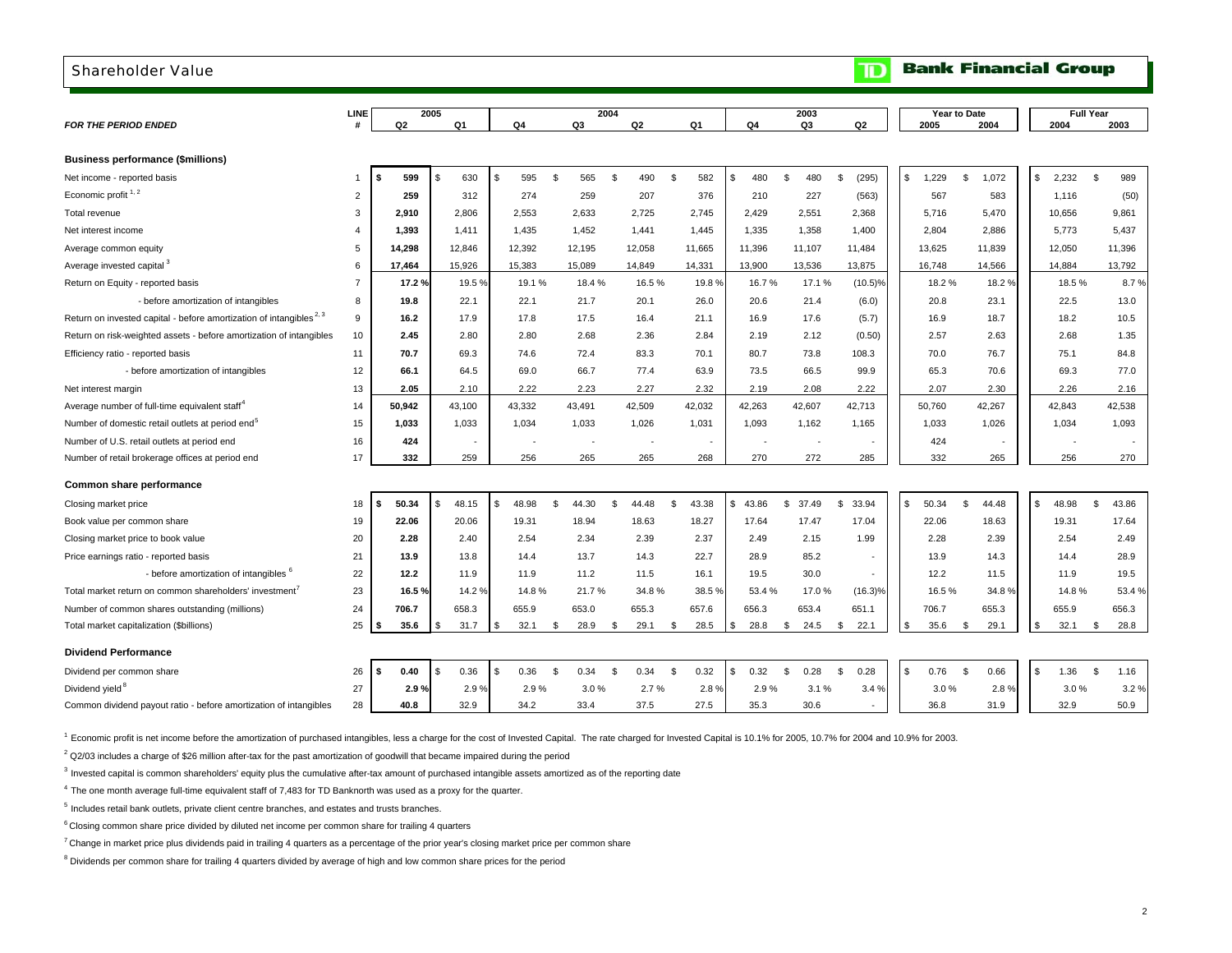# Shareholder Value

**TD Bank Financial Group**

| *FOR THE PERIOD ENDED* | LINE # | 2005 Q2 | 2005 Q1 | 2004 Q4 | 2004 Q3 | 2004 Q2 | 2004 Q1 | 2003 Q4 | 2003 Q3 | 2003 Q2 | Year to Date 2005 | Year to Date 2004 | Full Year 2004 | Full Year 2003 |
|---|---|---|---|---|---|---|---|---|---|---|---|---|---|---|
| **Business performance ($millions)** | | | | | | | | | | | | | | |
| Net income - reported basis | 1 | $ 599 | $ 630 | $ 595 | $ 565 | $ 490 | $ 582 | $ 480 | $ 480 | $ (295) | $ 1,229 | $ 1,072 | $ 2,232 | $ 989 |
| Economic profit [1, 2] | 2 | 259 | 312 | 274 | 259 | 207 | 376 | 210 | 227 | (563) | 567 | 583 | 1,116 | (50) |
| Total revenue | 3 | 2,910 | 2,806 | 2,553 | 2,633 | 2,725 | 2,745 | 2,429 | 2,551 | 2,368 | 5,716 | 5,470 | 10,656 | 9,861 |
| Net interest income | 4 | 1,393 | 1,411 | 1,435 | 1,452 | 1,441 | 1,445 | 1,335 | 1,358 | 1,400 | 2,804 | 2,886 | 5,773 | 5,437 |
| Average common equity | 5 | 14,298 | 12,846 | 12,392 | 12,195 | 12,058 | 11,665 | 11,396 | 11,107 | 11,484 | 13,625 | 11,839 | 12,050 | 11,396 |
| Average invested capital [3] | 6 | 17,464 | 15,926 | 15,383 | 15,089 | 14,849 | 14,331 | 13,900 | 13,536 | 13,875 | 16,748 | 14,566 | 14,884 | 13,792 |
| Return on Equity - reported basis | 7 | 17.2 % | 19.5 % | 19.1 % | 18.4 % | 16.5 % | 19.8 % | 16.7 % | 17.1 % | (10.5)% | 18.2 % | 18.2 % | 18.5 % | 8.7 % |
| - before amortization of intangibles | 8 | 19.8 | 22.1 | 22.1 | 21.7 | 20.1 | 26.0 | 20.6 | 21.4 | (6.0) | 20.8 | 23.1 | 22.5 | 13.0 |
| Return on invested capital - before amortization of intangibles [2, 3] | 9 | 16.2 | 17.9 | 17.8 | 17.5 | 16.4 | 21.1 | 16.9 | 17.6 | (5.7) | 16.9 | 18.7 | 18.2 | 10.5 |
| Return on risk-weighted assets - before amortization of intangibles | 10 | 2.45 | 2.80 | 2.80 | 2.68 | 2.36 | 2.84 | 2.19 | 2.12 | (0.50) | 2.57 | 2.63 | 2.68 | 1.35 |
| Efficiency ratio - reported basis | 11 | 70.7 | 69.3 | 74.6 | 72.4 | 83.3 | 70.1 | 80.7 | 73.8 | 108.3 | 70.0 | 76.7 | 75.1 | 84.8 |
| - before amortization of intangibles | 12 | 66.1 | 64.5 | 69.0 | 66.7 | 77.4 | 63.9 | 73.5 | 66.5 | 99.9 | 65.3 | 70.6 | 69.3 | 77.0 |
| Net interest margin | 13 | 2.05 | 2.10 | 2.22 | 2.23 | 2.27 | 2.32 | 2.19 | 2.08 | 2.22 | 2.07 | 2.30 | 2.26 | 2.16 |
| Average number of full-time equivalent staff [4] | 14 | 50,942 | 43,100 | 43,332 | 43,491 | 42,509 | 42,032 | 42,263 | 42,607 | 42,713 | 50,760 | 42,267 | 42,843 | 42,538 |
| Number of domestic retail outlets at period end [5] | 15 | 1,033 | 1,033 | 1,034 | 1,033 | 1,026 | 1,031 | 1,093 | 1,162 | 1,165 | 1,033 | 1,026 | 1,034 | 1,093 |
| Number of U.S. retail outlets at period end | 16 | 424 | - | - | - | - | - | - | - | - | 424 | - | - | - |
| Number of retail brokerage offices at period end | 17 | 332 | 259 | 256 | 265 | 265 | 268 | 270 | 272 | 285 | 332 | 265 | 256 | 270 |
| **Common share performance** | | | | | | | | | | | | | | |
| Closing market price | 18 | $ 50.34 | $ 48.15 | $ 48.98 | $ 44.30 | $ 44.48 | $ 43.38 | $ 43.86 | $ 37.49 | $ 33.94 | $ 50.34 | $ 44.48 | $ 48.98 | $ 43.86 |
| Book value per common share | 19 | 22.06 | 20.06 | 19.31 | 18.94 | 18.63 | 18.27 | 17.64 | 17.47 | 17.04 | 22.06 | 18.63 | 19.31 | 17.64 |
| Closing market price to book value | 20 | 2.28 | 2.40 | 2.54 | 2.34 | 2.39 | 2.37 | 2.49 | 2.15 | 1.99 | 2.28 | 2.39 | 2.54 | 2.49 |
| Price earnings ratio - reported basis | 21 | 13.9 | 13.8 | 14.4 | 13.7 | 14.3 | 22.7 | 28.9 | 85.2 | - | 13.9 | 14.3 | 14.4 | 28.9 |
| - before amortization of intangibles [6] | 22 | 12.2 | 11.9 | 11.9 | 11.2 | 11.5 | 16.1 | 19.5 | 30.0 | - | 12.2 | 11.5 | 11.9 | 19.5 |
| Total market return on common shareholders' investment [7] | 23 | 16.5 % | 14.2 % | 14.8 % | 21.7 % | 34.8 % | 38.5 % | 53.4 % | 17.0 % | (16.3)% | 16.5 % | 34.8 % | 14.8 % | 53.4 % |
| Number of common shares outstanding (millions) | 24 | 706.7 | 658.3 | 655.9 | 653.0 | 655.3 | 657.6 | 656.3 | 653.4 | 651.1 | 706.7 | 655.3 | 655.9 | 656.3 |
| Total market capitalization ($billions) | 25 | $ 35.6 | $ 31.7 | $ 32.1 | $ 28.9 | $ 29.1 | $ 28.5 | $ 28.8 | $ 24.5 | $ 22.1 | $ 35.6 | $ 29.1 | $ 32.1 | $ 28.8 |
| **Dividend Performance** | | | | | | | | | | | | | | |
| Dividend per common share | 26 | $ 0.40 | $ 0.36 | $ 0.36 | $ 0.34 | $ 0.34 | $ 0.32 | $ 0.32 | $ 0.28 | $ 0.28 | $ 0.76 | $ 0.66 | $ 1.36 | $ 1.16 |
| Dividend yield [8] | 27 | 2.9 % | 2.9 % | 2.9 % | 3.0 % | 2.7 % | 2.8 % | 2.9 % | 3.1 % | 3.4 % | 3.0 % | 2.8 % | 3.0 % | 3.2 % |
| Common dividend payout ratio - before amortization of intangibles | 28 | 40.8 | 32.9 | 34.2 | 33.4 | 37.5 | 27.5 | 35.3 | 30.6 | - | 36.8 | 31.9 | 32.9 | 50.9 |

[1] Economic profit is net income before the amortization of purchased intangibles, less a charge for the cost of Invested Capital. The rate charged for Invested Capital is 10.1% for 2005, 10.7% for 2004 and 10.9% for 2003.

[2] Q2/03 includes a charge of $26 million after-tax for the past amortization of goodwill that became impaired during the period

[3] Invested capital is common shareholders' equity plus the cumulative after-tax amount of purchased intangible assets amortized as of the reporting date

[4] The one month average full-time equivalent staff of 7,483 for TD Banknorth was used as a proxy for the quarter.

[5] Includes retail bank outlets, private client centre branches, and estates and trusts branches.

[6] Closing common share price divided by diluted net income per common share for trailing 4 quarters

[7] Change in market price plus dividends paid in trailing 4 quarters as a percentage of the prior year's closing market price per common share

[8] Dividends per common share for trailing 4 quarters divided by average of high and low common share prices for the period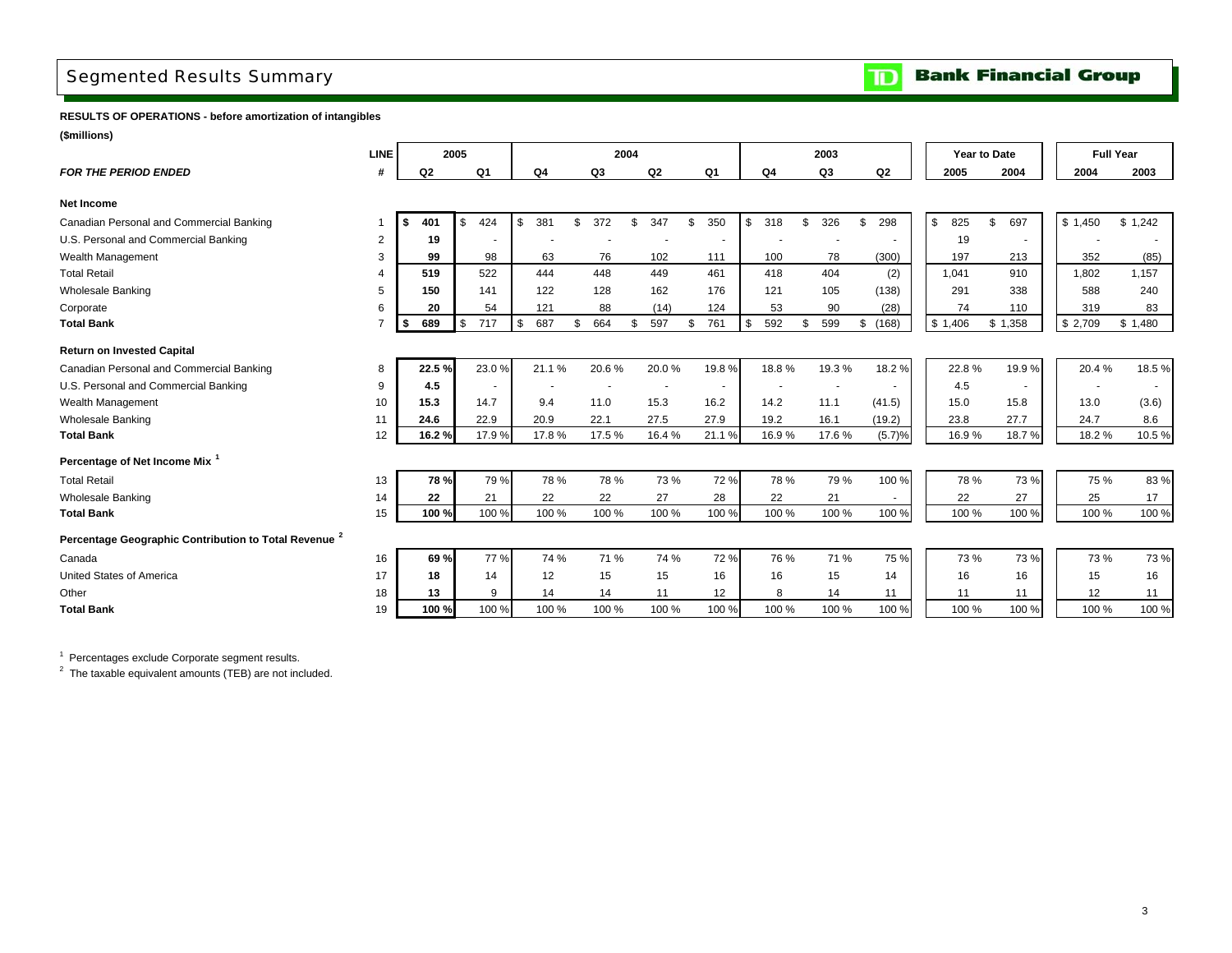# Segmented Results Summary

TD Bank Financial Group

**RESULTS OF OPERATIONS - before amortization of intangibles**

**($millions)**

| | LINE | 2005 | | 2004 | | | | 2003 | | | Year to Date | | Full Year | |
|---|---|---|---|---|---|---|---|---|---|---|---|---|---|---|
| ***FOR THE PERIOD ENDED*** | **#** | **Q2** | **Q1** | **Q4** | **Q3** | **Q2** | **Q1** | **Q4** | **Q3** | **Q2** | **2005** | **2004** | **2004** | **2003** |
| **Net Income** | | | | | | | | | | | | | | |
| Canadian Personal and Commercial Banking | 1 | **$ 401** | $ 424 | $ 381 | $ 372 | $ 347 | $ 350 | $ 318 | $ 326 | $ 298 | $ 825 | $ 697 | $ 1,450 | $ 1,242 |
| U.S. Personal and Commercial Banking | 2 | **19** | - | - | - | - | - | - | - | - | 19 | - | - | - |
| Wealth Management | 3 | **99** | 98 | 63 | 76 | 102 | 111 | 100 | 78 | (300) | 197 | 213 | 352 | (85) |
| Total Retail | 4 | **519** | 522 | 444 | 448 | 449 | 461 | 418 | 404 | (2) | 1,041 | 910 | 1,802 | 1,157 |
| Wholesale Banking | 5 | **150** | 141 | 122 | 128 | 162 | 176 | 121 | 105 | (138) | 291 | 338 | 588 | 240 |
| Corporate | 6 | **20** | 54 | 121 | 88 | (14) | 124 | 53 | 90 | (28) | 74 | 110 | 319 | 83 |
| **Total Bank** | 7 | **$ 689** | $ 717 | $ 687 | $ 664 | $ 597 | $ 761 | $ 592 | $ 599 | $ (168) | $ 1,406 | $ 1,358 | $ 2,709 | $ 1,480 |
| **Return on Invested Capital** | | | | | | | | | | | | | | |
| Canadian Personal and Commercial Banking | 8 | **22.5 %** | 23.0 % | 21.1 % | 20.6 % | 20.0 % | 19.8 % | 18.8 % | 19.3 % | 18.2 % | 22.8 % | 19.9 % | 20.4 % | 18.5 % |
| U.S. Personal and Commercial Banking | 9 | **4.5** | - | - | - | - | - | - | - | - | 4.5 | - | - | - |
| Wealth Management | 10 | **15.3** | 14.7 | 9.4 | 11.0 | 15.3 | 16.2 | 14.2 | 11.1 | (41.5) | 15.0 | 15.8 | 13.0 | (3.6) |
| Wholesale Banking | 11 | **24.6** | 22.9 | 20.9 | 22.1 | 27.5 | 27.9 | 19.2 | 16.1 | (19.2) | 23.8 | 27.7 | 24.7 | 8.6 |
| **Total Bank** | 12 | **16.2 %** | 17.9 % | 17.8 % | 17.5 % | 16.4 % | 21.1 % | 16.9 % | 17.6 % | (5.7)% | 16.9 % | 18.7 % | 18.2 % | 10.5 % |
| **Percentage of Net Income Mix [1]** | | | | | | | | | | | | | | |
| Total Retail | 13 | **78 %** | 79 % | 78 % | 78 % | 73 % | 72 % | 78 % | 79 % | 100 % | 78 % | 73 % | 75 % | 83 % |
| Wholesale Banking | 14 | **22** | 21 | 22 | 22 | 27 | 28 | 22 | 21 | - | 22 | 27 | 25 | 17 |
| **Total Bank** | 15 | **100 %** | 100 % | 100 % | 100 % | 100 % | 100 % | 100 % | 100 % | 100 % | 100 % | 100 % | 100 % | 100 % |
| **Percentage Geographic Contribution to Total Revenue [2]** | | | | | | | | | | | | | | |
| Canada | 16 | **69 %** | 77 % | 74 % | 71 % | 74 % | 72 % | 76 % | 71 % | 75 % | 73 % | 73 % | 73 % | 73 % |
| United States of America | 17 | **18** | 14 | 12 | 15 | 15 | 16 | 16 | 15 | 14 | 16 | 16 | 15 | 16 |
| Other | 18 | **13** | 9 | 14 | 14 | 11 | 12 | 8 | 14 | 11 | 11 | 11 | 12 | 11 |
| **Total Bank** | 19 | **100 %** | 100 % | 100 % | 100 % | 100 % | 100 % | 100 % | 100 % | 100 % | 100 % | 100 % | 100 % | 100 % |

[1] Percentages exclude Corporate segment results.

[2] The taxable equivalent amounts (TEB) are not included.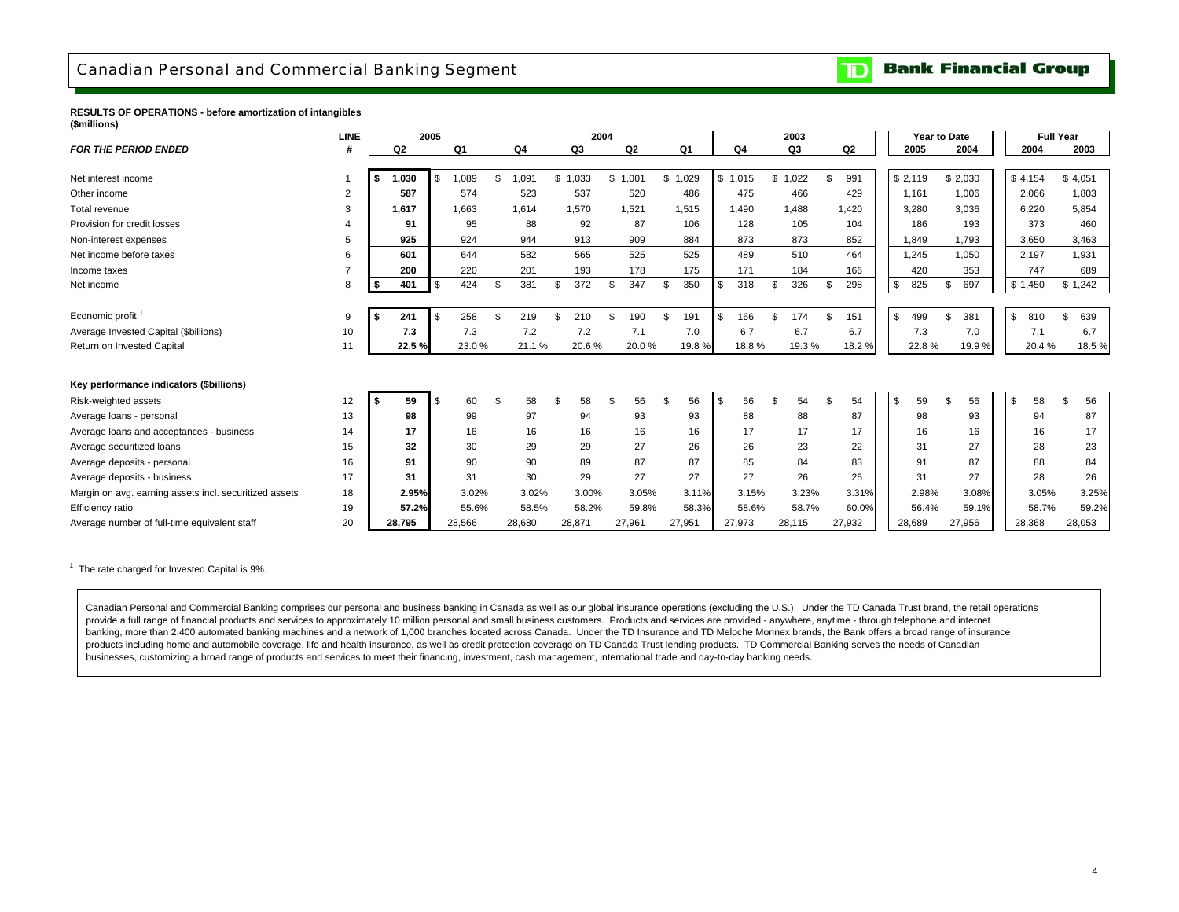# Canadian Personal and Commercial Banking Segment

**TD Bank Financial Group**

**RESULTS OF OPERATIONS - before amortization of intangibles**
**(\$millions)**

| ***FOR THE PERIOD ENDED*** | **LINE #** | **2005 Q2** | **2005 Q1** | **2004 Q4** | **2004 Q3** | **2004 Q2** | **2004 Q1** | **2003 Q4** | **2003 Q3** | **2003 Q2** | **Year to Date 2005** | **Year to Date 2004** | **Full Year 2004** | **Full Year 2003** |
|---|---|---|---|---|---|---|---|---|---|---|---|---|---|---|
| Net interest income | 1 | **\$ 1,030** | \$ 1,089 | \$ 1,091 | \$ 1,033 | \$ 1,001 | \$ 1,029 | \$ 1,015 | \$ 1,022 | \$ 991 | \$ 2,119 | \$ 2,030 | \$ 4,154 | \$ 4,051 |
| Other income | 2 | **587** | 574 | 523 | 537 | 520 | 486 | 475 | 466 | 429 | 1,161 | 1,006 | 2,066 | 1,803 |
| Total revenue | 3 | **1,617** | 1,663 | 1,614 | 1,570 | 1,521 | 1,515 | 1,490 | 1,488 | 1,420 | 3,280 | 3,036 | 6,220 | 5,854 |
| Provision for credit losses | 4 | **91** | 95 | 88 | 92 | 87 | 106 | 128 | 105 | 104 | 186 | 193 | 373 | 460 |
| Non-interest expenses | 5 | **925** | 924 | 944 | 913 | 909 | 884 | 873 | 873 | 852 | 1,849 | 1,793 | 3,650 | 3,463 |
| Net income before taxes | 6 | **601** | 644 | 582 | 565 | 525 | 525 | 489 | 510 | 464 | 1,245 | 1,050 | 2,197 | 1,931 |
| Income taxes | 7 | **200** | 220 | 201 | 193 | 178 | 175 | 171 | 184 | 166 | 420 | 353 | 747 | 689 |
| Net income | 8 | **\$ 401** | \$ 424 | \$ 381 | \$ 372 | \$ 347 | \$ 350 | \$ 318 | \$ 326 | \$ 298 | \$ 825 | \$ 697 | \$ 1,450 | \$ 1,242 |
| Economic profit [1] | 9 | **\$ 241** | \$ 258 | \$ 219 | \$ 210 | \$ 190 | \$ 191 | \$ 166 | \$ 174 | \$ 151 | \$ 499 | \$ 381 | \$ 810 | \$ 639 |
| Average Invested Capital (\$billions) | 10 | **7.3** | 7.3 | 7.2 | 7.2 | 7.1 | 7.0 | 6.7 | 6.7 | 6.7 | 7.3 | 7.0 | 7.1 | 6.7 |
| Return on Invested Capital | 11 | **22.5 %** | 23.0 % | 21.1 % | 20.6 % | 20.0 % | 19.8 % | 18.8 % | 19.3 % | 18.2 % | 22.8 % | 19.9 % | 20.4 % | 18.5 % |
| **Key performance indicators (\$billions)** | | | | | | | | | | | | | | |
| Risk-weighted assets | 12 | **\$ 59** | \$ 60 | \$ 58 | \$ 58 | \$ 56 | \$ 56 | \$ 56 | \$ 54 | \$ 54 | \$ 59 | \$ 56 | \$ 58 | \$ 56 |
| Average loans - personal | 13 | **98** | 99 | 97 | 94 | 93 | 93 | 88 | 88 | 87 | 98 | 93 | 94 | 87 |
| Average loans and acceptances - business | 14 | **17** | 16 | 16 | 16 | 16 | 16 | 17 | 17 | 17 | 16 | 16 | 16 | 17 |
| Average securitized loans | 15 | **32** | 30 | 29 | 29 | 27 | 26 | 26 | 23 | 22 | 31 | 27 | 28 | 23 |
| Average deposits - personal | 16 | **91** | 90 | 90 | 89 | 87 | 87 | 85 | 84 | 83 | 91 | 87 | 88 | 84 |
| Average deposits - business | 17 | **31** | 31 | 30 | 29 | 27 | 27 | 27 | 26 | 25 | 31 | 27 | 28 | 26 |
| Margin on avg. earning assets incl. securitized assets | 18 | **2.95%** | 3.02% | 3.02% | 3.00% | 3.05% | 3.11% | 3.15% | 3.23% | 3.31% | 2.98% | 3.08% | 3.05% | 3.25% |
| Efficiency ratio | 19 | **57.2%** | 55.6% | 58.5% | 58.2% | 59.8% | 58.3% | 58.6% | 58.7% | 60.0% | 56.4% | 59.1% | 58.7% | 59.2% |
| Average number of full-time equivalent staff | 20 | **28,795** | 28,566 | 28,680 | 28,871 | 27,961 | 27,951 | 27,973 | 28,115 | 27,932 | 28,689 | 27,956 | 28,368 | 28,053 |

[1] The rate charged for Invested Capital is 9%.

Canadian Personal and Commercial Banking comprises our personal and business banking in Canada as well as our global insurance operations (excluding the U.S.). Under the TD Canada Trust brand, the retail operations provide a full range of financial products and services to approximately 10 million personal and small business customers. Products and services are provided - anywhere, anytime - through telephone and internet banking, more than 2,400 automated banking machines and a network of 1,000 branches located across Canada. Under the TD Insurance and TD Meloche Monnex brands, the Bank offers a broad range of insurance products including home and automobile coverage, life and health insurance, as well as credit protection coverage on TD Canada Trust lending products. TD Commercial Banking serves the needs of Canadian businesses, customizing a broad range of products and services to meet their financing, investment, cash management, international trade and day-to-day banking needs.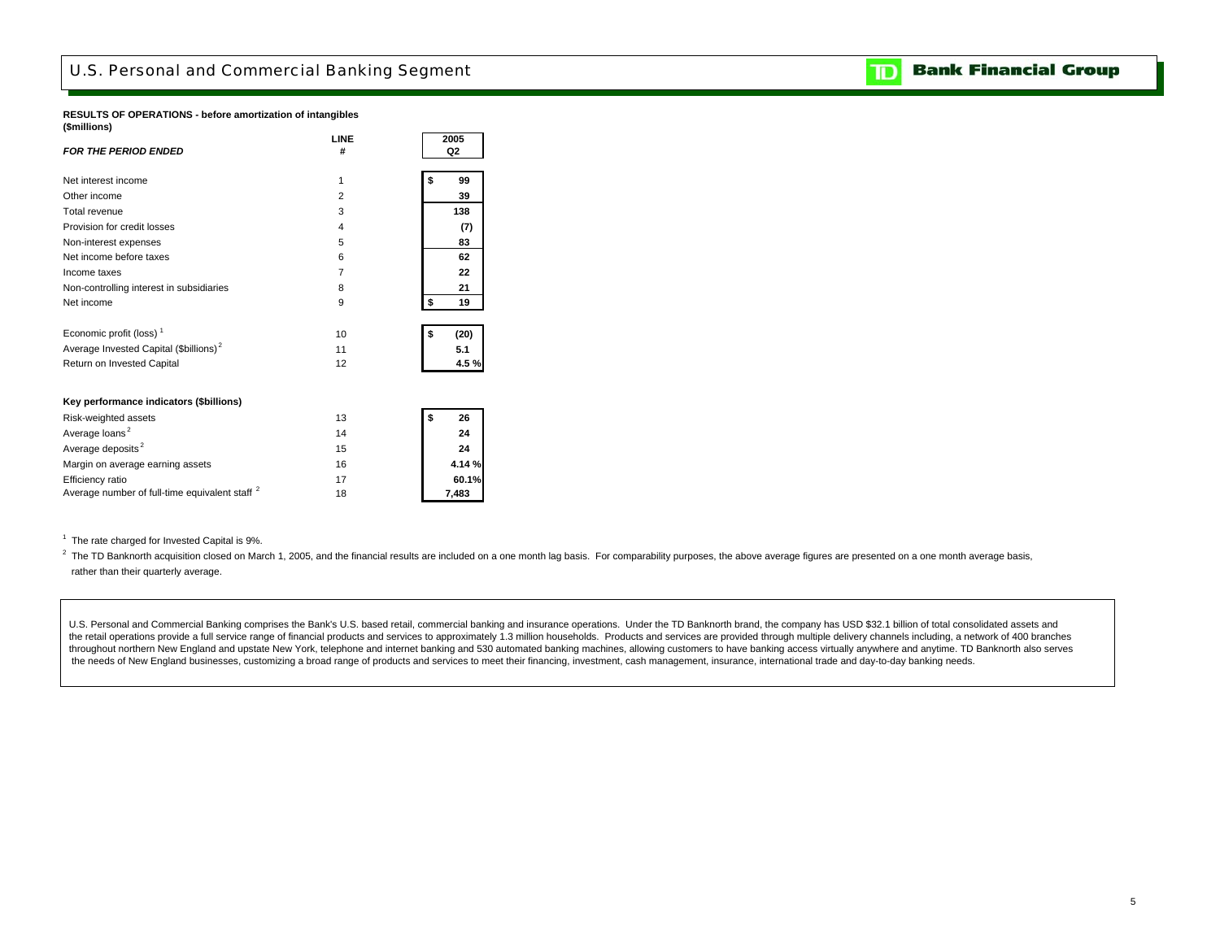# U.S. Personal and Commercial Banking Segment

**RESULTS OF OPERATIONS - before amortization of intangibles**
**($millions)**

| *FOR THE PERIOD ENDED* | LINE # | 2005 Q2 |
|---|---|---|
| Net interest income | 1 | $ 99 |
| Other income | 2 | 39 |
| Total revenue | 3 | 138 |
| Provision for credit losses | 4 | (7) |
| Non-interest expenses | 5 | 83 |
| Net income before taxes | 6 | 62 |
| Income taxes | 7 | 22 |
| Non-controlling interest in subsidiaries | 8 | 21 |
| Net income | 9 | $ 19 |
| | | |
| Economic profit (loss) [1] | 10 | $ (20) |
| Average Invested Capital ($billions) [2] | 11 | 5.1 |
| Return on Invested Capital | 12 | 4.5 % |
| | | |
| **Key performance indicators ($billions)** | | |
| Risk-weighted assets | 13 | $ 26 |
| Average loans [2] | 14 | 24 |
| Average deposits [2] | 15 | 24 |
| Margin on average earning assets | 16 | 4.14 % |
| Efficiency ratio | 17 | 60.1% |
| Average number of full-time equivalent staff [2] | 18 | 7,483 |

[1] The rate charged for Invested Capital is 9%.

[2] The TD Banknorth acquisition closed on March 1, 2005, and the financial results are included on a one month lag basis. For comparability purposes, the above average figures are presented on a one month average basis, rather than their quarterly average.

U.S. Personal and Commercial Banking comprises the Bank's U.S. based retail, commercial banking and insurance operations. Under the TD Banknorth brand, the company has USD $32.1 billion of total consolidated assets and the retail operations provide a full service range of financial products and services to approximately 1.3 million households. Products and services are provided through multiple delivery channels including, a network of 400 branches throughout northern New England and upstate New York, telephone and internet banking and 530 automated banking machines, allowing customers to have banking access virtually anywhere and anytime. TD Banknorth also serves the needs of New England businesses, customizing a broad range of products and services to meet their financing, investment, cash management, insurance, international trade and day-to-day banking needs.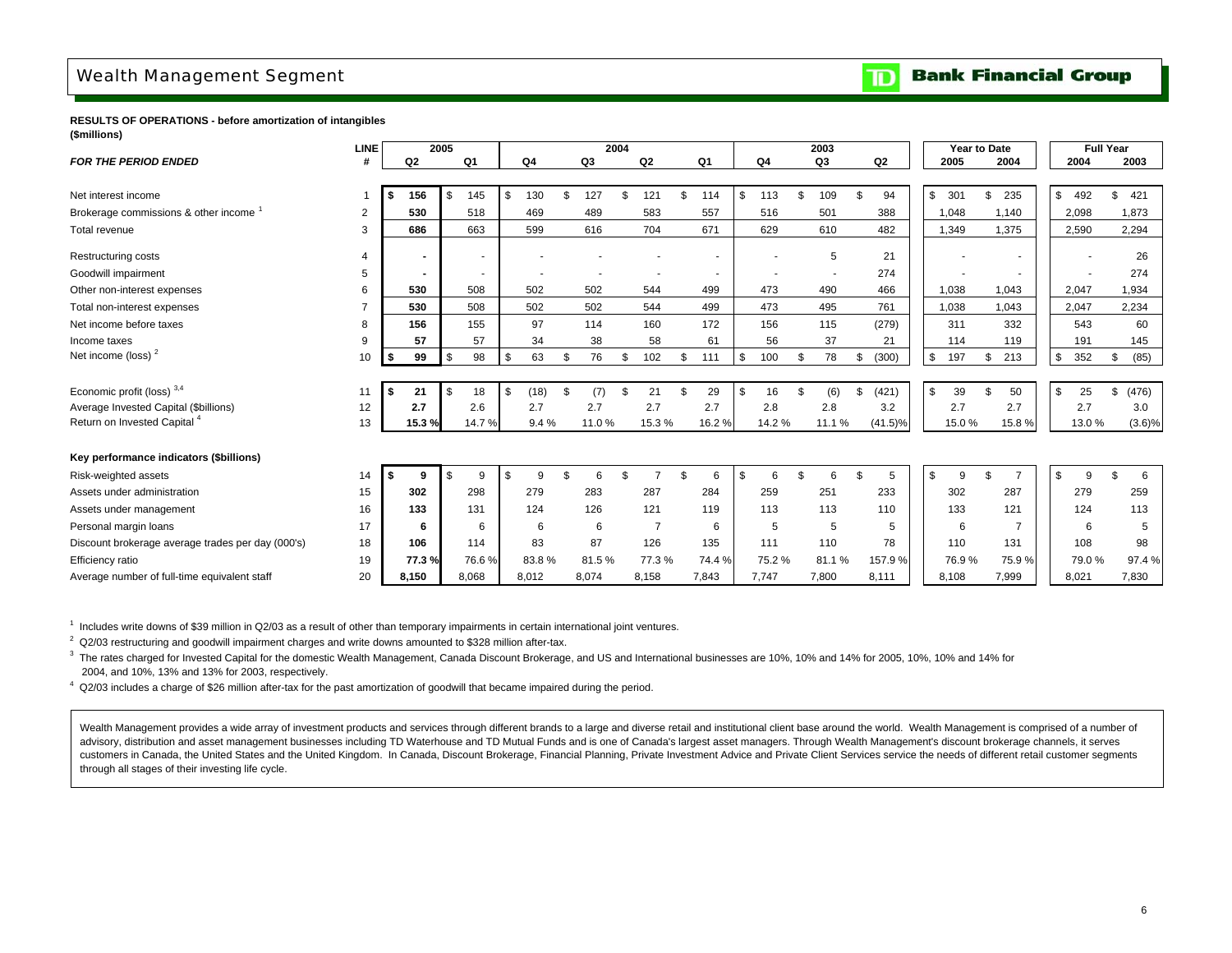# Wealth Management Segment

**RESULTS OF OPERATIONS - before amortization of intangibles**
**($millions)**

| FOR THE PERIOD ENDED | LINE # | 2005 Q2 | 2005 Q1 | 2004 Q4 | 2004 Q3 | 2004 Q2 | 2004 Q1 | 2003 Q4 | 2003 Q3 | 2003 Q2 | Year to Date 2005 | Year to Date 2004 | Full Year 2004 | Full Year 2003 |
|---|---|---|---|---|---|---|---|---|---|---|---|---|---|---|
| Net interest income | 1 | $ 156 | $ 145 | $ 130 | $ 127 | $ 121 | $ 114 | $ 113 | $ 109 | $ 94 | $ 301 | $ 235 | $ 492 | $ 421 |
| Brokerage commissions & other income [1] | 2 | 530 | 518 | 469 | 489 | 583 | 557 | 516 | 501 | 388 | 1,048 | 1,140 | 2,098 | 1,873 |
| Total revenue | 3 | 686 | 663 | 599 | 616 | 704 | 671 | 629 | 610 | 482 | 1,349 | 1,375 | 2,590 | 2,294 |
| Restructuring costs | 4 | - | - | - | - | - | - | - | 5 | 21 | - | - | - | 26 |
| Goodwill impairment | 5 | - | - | - | - | - | - | - | - | 274 | - | - | - | 274 |
| Other non-interest expenses | 6 | 530 | 508 | 502 | 502 | 544 | 499 | 473 | 490 | 466 | 1,038 | 1,043 | 2,047 | 1,934 |
| Total non-interest expenses | 7 | 530 | 508 | 502 | 502 | 544 | 499 | 473 | 495 | 761 | 1,038 | 1,043 | 2,047 | 2,234 |
| Net income before taxes | 8 | 156 | 155 | 97 | 114 | 160 | 172 | 156 | 115 | (279) | 311 | 332 | 543 | 60 |
| Income taxes | 9 | 57 | 57 | 34 | 38 | 58 | 61 | 56 | 37 | 21 | 114 | 119 | 191 | 145 |
| Net income (loss) [2] | 10 | $ 99 | $ 98 | $ 63 | $ 76 | $ 102 | $ 111 | $ 100 | $ 78 | $ (300) | $ 197 | $ 213 | $ 352 | $ (85) |
| Economic profit (loss) [3,4] | 11 | $ 21 | $ 18 | $ (18) | $ (7) | $ 21 | $ 29 | $ 16 | $ (6) | $ (421) | $ 39 | $ 50 | $ 25 | $ (476) |
| Average Invested Capital ($billions) | 12 | 2.7 | 2.6 | 2.7 | 2.7 | 2.7 | 2.7 | 2.8 | 2.8 | 3.2 | 2.7 | 2.7 | 2.7 | 3.0 |
| Return on Invested Capital [4] | 13 | 15.3 % | 14.7 % | 9.4 % | 11.0 % | 15.3 % | 16.2 % | 14.2 % | 11.1 % | (41.5)% | 15.0 % | 15.8 % | 13.0 % | (3.6)% |
| **Key performance indicators ($billions)** | | | | | | | | | | | | | | |
| Risk-weighted assets | 14 | $ 9 | $ 9 | $ 9 | $ 6 | $ 7 | $ 6 | $ 6 | $ 6 | $ 5 | $ 9 | $ 7 | $ 9 | $ 6 |
| Assets under administration | 15 | 302 | 298 | 279 | 283 | 287 | 284 | 259 | 251 | 233 | 302 | 287 | 279 | 259 |
| Assets under management | 16 | 133 | 131 | 124 | 126 | 121 | 119 | 113 | 113 | 110 | 133 | 121 | 124 | 113 |
| Personal margin loans | 17 | 6 | 6 | 6 | 6 | 7 | 6 | 5 | 5 | 5 | 6 | 7 | 6 | 5 |
| Discount brokerage average trades per day (000's) | 18 | 106 | 114 | 83 | 87 | 126 | 135 | 111 | 110 | 78 | 110 | 131 | 108 | 98 |
| Efficiency ratio | 19 | 77.3 % | 76.6 % | 83.8 % | 81.5 % | 77.3 % | 74.4 % | 75.2 % | 81.1 % | 157.9 % | 76.9 % | 75.9 % | 79.0 % | 97.4 % |
| Average number of full-time equivalent staff | 20 | 8,150 | 8,068 | 8,012 | 8,074 | 8,158 | 7,843 | 7,747 | 7,800 | 8,111 | 8,108 | 7,999 | 8,021 | 7,830 |

[1] Includes write downs of $39 million in Q2/03 as a result of other than temporary impairments in certain international joint ventures.

[2] Q2/03 restructuring and goodwill impairment charges and write downs amounted to $328 million after-tax.

[3] The rates charged for Invested Capital for the domestic Wealth Management, Canada Discount Brokerage, and US and International businesses are 10%, 10% and 14% for 2005, 10%, 10% and 14% for 2004, and 10%, 13% and 13% for 2003, respectively.

[4] Q2/03 includes a charge of $26 million after-tax for the past amortization of goodwill that became impaired during the period.

Wealth Management provides a wide array of investment products and services through different brands to a large and diverse retail and institutional client base around the world. Wealth Management is comprised of a number of advisory, distribution and asset management businesses including TD Waterhouse and TD Mutual Funds and is one of Canada's largest asset managers. Through Wealth Management's discount brokerage channels, it serves customers in Canada, the United States and the United Kingdom. In Canada, Discount Brokerage, Financial Planning, Private Investment Advice and Private Client Services service the needs of different retail customer segments through all stages of their investing life cycle.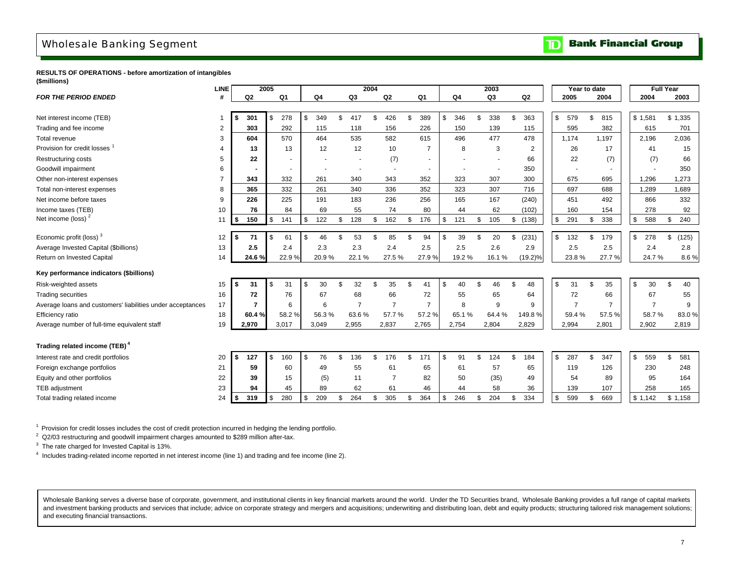# Wholesale Banking Segment

TD Bank Financial Group

**RESULTS OF OPERATIONS - before amortization of intangibles**
**($millions)**

| *FOR THE PERIOD ENDED* | LINE # | 2005 Q2 | 2005 Q1 | 2004 Q4 | 2004 Q3 | 2004 Q2 | 2004 Q1 | 2003 Q4 | 2003 Q3 | 2003 Q2 | Year to date 2005 | Year to date 2004 | Full Year 2004 | Full Year 2003 |
|---|---|---|---|---|---|---|---|---|---|---|---|---|---|---|
| Net interest income (TEB) | 1 | **$ 301** | $ 278 | $ 349 | $ 417 | $ 426 | $ 389 | $ 346 | $ 338 | $ 363 | $ 579 | $ 815 | $ 1,581 | $ 1,335 |
| Trading and fee income | 2 | **303** | 292 | 115 | 118 | 156 | 226 | 150 | 139 | 115 | 595 | 382 | 615 | 701 |
| Total revenue | 3 | **604** | 570 | 464 | 535 | 582 | 615 | 496 | 477 | 478 | 1,174 | 1,197 | 2,196 | 2,036 |
| Provision for credit losses [1] | 4 | **13** | 13 | 12 | 12 | 10 | 7 | 8 | 3 | 2 | 26 | 17 | 41 | 15 |
| Restructuring costs | 5 | **22** | - | - | - | (7) | - | - | - | 66 | 22 | (7) | (7) | 66 |
| Goodwill impairment | 6 | **-** | - | - | - | - | - | - | - | 350 | - | - | - | 350 |
| Other non-interest expenses | 7 | **343** | 332 | 261 | 340 | 343 | 352 | 323 | 307 | 300 | 675 | 695 | 1,296 | 1,273 |
| Total non-interest expenses | 8 | **365** | 332 | 261 | 340 | 336 | 352 | 323 | 307 | 716 | 697 | 688 | 1,289 | 1,689 |
| Net income before taxes | 9 | **226** | 225 | 191 | 183 | 236 | 256 | 165 | 167 | (240) | 451 | 492 | 866 | 332 |
| Income taxes (TEB) | 10 | **76** | 84 | 69 | 55 | 74 | 80 | 44 | 62 | (102) | 160 | 154 | 278 | 92 |
| Net income (loss) [2] | 11 | **$ 150** | $ 141 | $ 122 | $ 128 | $ 162 | $ 176 | $ 121 | $ 105 | $ (138) | $ 291 | $ 338 | $ 588 | $ 240 |
| Economic profit (loss) [3] | 12 | **$ 71** | $ 61 | $ 46 | $ 53 | $ 85 | $ 94 | $ 39 | $ 20 | $ (231) | $ 132 | $ 179 | $ 278 | $ (125) |
| Average Invested Capital ($billions) | 13 | **2.5** | 2.4 | 2.3 | 2.3 | 2.4 | 2.5 | 2.5 | 2.6 | 2.9 | 2.5 | 2.5 | 2.4 | 2.8 |
| Return on Invested Capital | 14 | **24.6 %** | 22.9 % | 20.9 % | 22.1 % | 27.5 % | 27.9 % | 19.2 % | 16.1 % | (19.2)% | 23.8 % | 27.7 % | 24.7 % | 8.6 % |
| **Key performance indicators ($billions)** | | | | | | | | | | | | | | |
| Risk-weighted assets | 15 | **$ 31** | $ 31 | $ 30 | $ 32 | $ 35 | $ 41 | $ 40 | $ 46 | $ 48 | $ 31 | $ 35 | $ 30 | $ 40 |
| Trading securities | 16 | **72** | 76 | 67 | 68 | 66 | 72 | 55 | 65 | 64 | 72 | 66 | 67 | 55 |
| Average loans and customers' liabilities under acceptances | 17 | **7** | 6 | 6 | 7 | 7 | 7 | 8 | 9 | 9 | 7 | 7 | 7 | 9 |
| Efficiency ratio | 18 | **60.4 %** | 58.2 % | 56.3 % | 63.6 % | 57.7 % | 57.2 % | 65.1 % | 64.4 % | 149.8 % | 59.4 % | 57.5 % | 58.7 % | 83.0 % |
| Average number of full-time equivalent staff | 19 | **2,970** | 3,017 | 3,049 | 2,955 | 2,837 | 2,765 | 2,754 | 2,804 | 2,829 | 2,994 | 2,801 | 2,902 | 2,819 |
| **Trading related income (TEB) [4]** | | | | | | | | | | | | | | |
| Interest rate and credit portfolios | 20 | **$ 127** | $ 160 | $ 76 | $ 136 | $ 176 | $ 171 | $ 91 | $ 124 | $ 184 | $ 287 | $ 347 | $ 559 | $ 581 |
| Foreign exchange portfolios | 21 | **59** | 60 | 49 | 55 | 61 | 65 | 61 | 57 | 65 | 119 | 126 | 230 | 248 |
| Equity and other portfolios | 22 | **39** | 15 | (5) | 11 | 7 | 82 | 50 | (35) | 49 | 54 | 89 | 95 | 164 |
| TEB adjustment | 23 | **94** | 45 | 89 | 62 | 61 | 46 | 44 | 58 | 36 | 139 | 107 | 258 | 165 |
| Total trading related income | 24 | **$ 319** | $ 280 | $ 209 | $ 264 | $ 305 | $ 364 | $ 246 | $ 204 | $ 334 | $ 599 | $ 669 | $ 1,142 | $ 1,158 |

[1] Provision for credit losses includes the cost of credit protection incurred in hedging the lending portfolio.

[2] Q2/03 restructuring and goodwill impairment charges amounted to $289 million after-tax.

[3] The rate charged for Invested Capital is 13%.

[4] Includes trading-related income reported in net interest income (line 1) and trading and fee income (line 2).

Wholesale Banking serves a diverse base of corporate, government, and institutional clients in key financial markets around the world. Under the TD Securities brand, Wholesale Banking provides a full range of capital markets and investment banking products and services that include; advice on corporate strategy and mergers and acquisitions; underwriting and distributing loan, debt and equity products; structuring tailored risk management solutions; and executing financial transactions.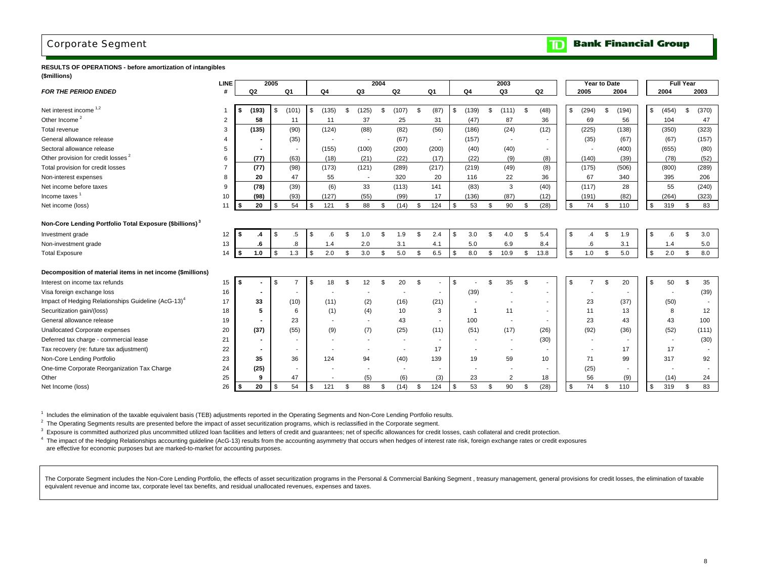# Corporate Segment

**TD Bank Financial Group**

**RESULTS OF OPERATIONS - before amortization of intangibles**
**($millions)**

| FOR THE PERIOD ENDED | LINE # | 2005 Q2 | 2005 Q1 | 2004 Q4 | 2004 Q3 | 2004 Q2 | 2004 Q1 | 2003 Q4 | 2003 Q3 | 2003 Q2 | Year to Date 2005 | Year to Date 2004 | Full Year 2004 | Full Year 2003 |
|---|---|---|---|---|---|---|---|---|---|---|---|---|---|---|
| Net interest income [1,2] | 1 | $ (193) | $ (101) | $ (135) | $ (125) | $ (107) | $ (87) | $ (139) | $ (111) | $ (48) | $ (294) | $ (194) | $ (454) | $ (370) |
| Other Income [2] | 2 | 58 | 11 | 11 | 37 | 25 | 31 | (47) | 87 | 36 | 69 | 56 | 104 | 47 |
| Total revenue | 3 | (135) | (90) | (124) | (88) | (82) | (56) | (186) | (24) | (12) | (225) | (138) | (350) | (323) |
| General allowance release | 4 | - | (35) | - | - | (67) | - | (157) | - | - | (35) | (67) | (67) | (157) |
| Sectoral allowance release | 5 | - | - | (155) | (100) | (200) | (200) | (40) | (40) | - | - | (400) | (655) | (80) |
| Other provision for credit losses [2] | 6 | (77) | (63) | (18) | (21) | (22) | (17) | (22) | (9) | (8) | (140) | (39) | (78) | (52) |
| Total provision for credit losses | 7 | (77) | (98) | (173) | (121) | (289) | (217) | (219) | (49) | (8) | (175) | (506) | (800) | (289) |
| Non-interest expenses | 8 | 20 | 47 | 55 | - | 320 | 20 | 116 | 22 | 36 | 67 | 340 | 395 | 206 |
| Net income before taxes | 9 | (78) | (39) | (6) | 33 | (113) | 141 | (83) | 3 | (40) | (117) | 28 | 55 | (240) |
| Income taxes [1] | 10 | (98) | (93) | (127) | (55) | (99) | 17 | (136) | (87) | (12) | (191) | (82) | (264) | (323) |
| Net income (loss) | 11 | $ 20 | $ 54 | $ 121 | $ 88 | $ (14) | $ 124 | $ 53 | $ 90 | $ (28) | $ 74 | $ 110 | $ 319 | $ 83 |
| **Non-Core Lending Portfolio Total Exposure ($billions) [3]** | | | | | | | | | | | | | | |
| Investment grade | 12 | $ .4 | $ .5 | $ .6 | $ 1.0 | $ 1.9 | $ 2.4 | $ 3.0 | $ 4.0 | $ 5.4 | $ .4 | $ 1.9 | $ .6 | $ 3.0 |
| Non-investment grade | 13 | .6 | .8 | 1.4 | 2.0 | 3.1 | 4.1 | 5.0 | 6.9 | 8.4 | .6 | 3.1 | 1.4 | 5.0 |
| Total Exposure | 14 | $ 1.0 | $ 1.3 | $ 2.0 | $ 3.0 | $ 5.0 | $ 6.5 | $ 8.0 | $ 10.9 | $ 13.8 | $ 1.0 | $ 5.0 | $ 2.0 | $ 8.0 |
| **Decomposition of material items in net income ($millions)** | | | | | | | | | | | | | | |
| Interest on income tax refunds | 15 | $ - | $ 7 | $ 18 | $ 12 | $ 20 | $ - | $ - | $ 35 | $ - | $ 7 | $ 20 | $ 50 | $ 35 |
| Visa foreign exchange loss | 16 | - | - | - | - | - | - | (39) | - | - | - | - | - | (39) |
| Impact of Hedging Relationships Guideline (AcG-13) [4] | 17 | 33 | (10) | (11) | (2) | (16) | (21) | - | - | - | 23 | (37) | (50) | - |
| Securitization gain/(loss) | 18 | 5 | 6 | (1) | (4) | 10 | 3 | 1 | 11 | - | 11 | 13 | 8 | 12 |
| General allowance release | 19 | - | 23 | - | - | 43 | - | 100 | - | - | 23 | 43 | 43 | 100 |
| Unallocated Corporate expenses | 20 | (37) | (55) | (9) | (7) | (25) | (11) | (51) | (17) | (26) | (92) | (36) | (52) | (111) |
| Deferred tax charge - commercial lease | 21 | - | - | - | - | - | - | - | - | (30) | - | - | - | (30) |
| Tax recovery (re: future tax adjustment) | 22 | - | - | - | - | - | 17 | - | - | - | - | 17 | 17 | - |
| Non-Core Lending Portfolio | 23 | 35 | 36 | 124 | 94 | (40) | 139 | 19 | 59 | 10 | 71 | 99 | 317 | 92 |
| One-time Corporate Reorganization Tax Charge | 24 | (25) | - | - | - | - | - | - | - | - | (25) | - | - | - |
| Other | 25 | 9 | 47 | - | (5) | (6) | (3) | 23 | 2 | 18 | 56 | (9) | (14) | 24 |
| Net Income (loss) | 26 | $ 20 | $ 54 | $ 121 | $ 88 | $ (14) | $ 124 | $ 53 | $ 90 | $ (28) | $ 74 | $ 110 | $ 319 | $ 83 |

[1] Includes the elimination of the taxable equivalent basis (TEB) adjustments reported in the Operating Segments and Non-Core Lending Portfolio results.

[2] The Operating Segments results are presented before the impact of asset securitization programs, which is reclassified in the Corporate segment.

[3] Exposure is committed authorized plus uncommitted utilized loan facilities and letters of credit and guarantees; net of specific allowances for credit losses, cash collateral and credit protection.

[4] The impact of the Hedging Relationships accounting guideline (AcG-13) results from the accounting asymmetry that occurs when hedges of interest rate risk, foreign exchange rates or credit exposures are effective for economic purposes but are marked-to-market for accounting purposes.

The Corporate Segment includes the Non-Core Lending Portfolio, the effects of asset securitization programs in the Personal & Commercial Banking Segment , treasury management, general provisions for credit losses, the elimination of taxable equivalent revenue and income tax, corporate level tax benefits, and residual unallocated revenues, expenses and taxes.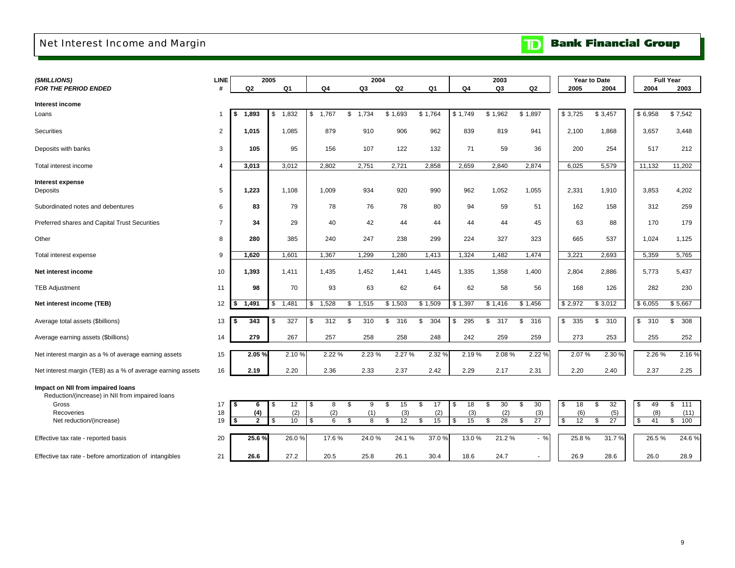# Net Interest Income and Margin

| *($MILLIONS)* | LINE | 2005 | | 2004 | | | | 2003 | | | Year to Date | | Full Year | |
|---|---|---|---|---|---|---|---|---|---|---|---|---|---|---|
| *FOR THE PERIOD ENDED* | # | Q2 | Q1 | Q4 | Q3 | Q2 | Q1 | Q4 | Q3 | Q2 | 2005 | 2004 | 2004 | 2003 |
| **Interest income** | | | | | | | | | | | | | | |
| Loans | 1 | **$ 1,893** | $ 1,832 | $ 1,767 | $ 1,734 | $ 1,693 | $ 1,764 | $ 1,749 | $ 1,962 | $ 1,897 | $ 3,725 | $ 3,457 | $ 6,958 | $ 7,542 |
| Securities | 2 | **1,015** | 1,085 | 879 | 910 | 906 | 962 | 839 | 819 | 941 | 2,100 | 1,868 | 3,657 | 3,448 |
| Deposits with banks | 3 | **105** | 95 | 156 | 107 | 122 | 132 | 71 | 59 | 36 | 200 | 254 | 517 | 212 |
| Total interest income | 4 | **3,013** | 3,012 | 2,802 | 2,751 | 2,721 | 2,858 | 2,659 | 2,840 | 2,874 | 6,025 | 5,579 | 11,132 | 11,202 |
| **Interest expense** | | | | | | | | | | | | | | |
| Deposits | 5 | **1,223** | 1,108 | 1,009 | 934 | 920 | 990 | 962 | 1,052 | 1,055 | 2,331 | 1,910 | 3,853 | 4,202 |
| Subordinated notes and debentures | 6 | **83** | 79 | 78 | 76 | 78 | 80 | 94 | 59 | 51 | 162 | 158 | 312 | 259 |
| Preferred shares and Capital Trust Securities | 7 | **34** | 29 | 40 | 42 | 44 | 44 | 44 | 44 | 45 | 63 | 88 | 170 | 179 |
| Other | 8 | **280** | 385 | 240 | 247 | 238 | 299 | 224 | 327 | 323 | 665 | 537 | 1,024 | 1,125 |
| Total interest expense | 9 | **1,620** | 1,601 | 1,367 | 1,299 | 1,280 | 1,413 | 1,324 | 1,482 | 1,474 | 3,221 | 2,693 | 5,359 | 5,765 |
| **Net interest income** | 10 | **1,393** | 1,411 | 1,435 | 1,452 | 1,441 | 1,445 | 1,335 | 1,358 | 1,400 | 2,804 | 2,886 | 5,773 | 5,437 |
| TEB Adjustment | 11 | **98** | 70 | 93 | 63 | 62 | 64 | 62 | 58 | 56 | 168 | 126 | 282 | 230 |
| **Net interest income (TEB)** | 12 | **$ 1,491** | $ 1,481 | $ 1,528 | $ 1,515 | $ 1,503 | $ 1,509 | $ 1,397 | $ 1,416 | $ 1,456 | $ 2,972 | $ 3,012 | $ 6,055 | $ 5,667 |
| Average total assets ($billions) | 13 | **$ 343** | $ 327 | $ 312 | $ 310 | $ 316 | $ 304 | $ 295 | $ 317 | $ 316 | $ 335 | $ 310 | $ 310 | $ 308 |
| Average earning assets ($billions) | 14 | **279** | 267 | 257 | 258 | 258 | 248 | 242 | 259 | 259 | 273 | 253 | 255 | 252 |
| Net interest margin as a % of average earning assets | 15 | **2.05 %** | 2.10 % | 2.22 % | 2.23 % | 2.27 % | 2.32 % | 2.19 % | 2.08 % | 2.22 % | 2.07 % | 2.30 % | 2.26 % | 2.16 % |
| Net interest margin (TEB) as a % of average earning assets | 16 | **2.19** | 2.20 | 2.36 | 2.33 | 2.37 | 2.42 | 2.29 | 2.17 | 2.31 | 2.20 | 2.40 | 2.37 | 2.25 |
| **Impact on NII from impaired loans** | | | | | | | | | | | | | | |
| Reduction/(increase) in NII from impaired loans | | | | | | | | | | | | | | |
| Gross | 17 | **$ 6** | $ 12 | $ 8 | $ 9 | $ 15 | $ 17 | $ 18 | $ 30 | $ 30 | $ 18 | $ 32 | $ 49 | $ 111 |
| Recoveries | 18 | **(4)** | (2) | (2) | (1) | (3) | (2) | (3) | (2) | (3) | (6) | (5) | (8) | (11) |
| Net reduction/(increase) | 19 | **$ 2** | $ 10 | $ 6 | $ 8 | $ 12 | $ 15 | $ 15 | $ 28 | $ 27 | $ 12 | $ 27 | $ 41 | $ 100 |
| Effective tax rate - reported basis | 20 | **25.6 %** | 26.0 % | 17.6 % | 24.0 % | 24.1 % | 37.0 % | 13.0 % | 21.2 % | - % | 25.8 % | 31.7 % | 26.5 % | 24.6 % |
| Effective tax rate - before amortization of intangibles | 21 | **26.6** | 27.2 | 20.5 | 25.8 | 26.1 | 30.4 | 18.6 | 24.7 | - | 26.9 | 28.6 | 26.0 | 28.9 |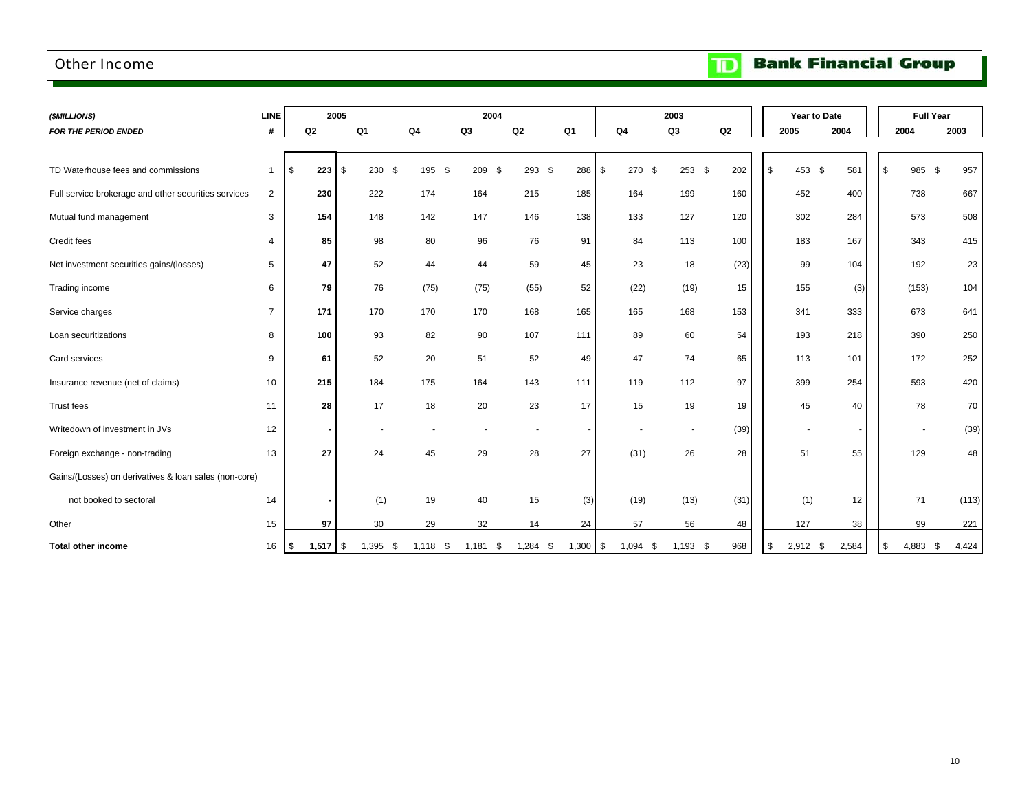# Other Income

TD Bank Financial Group

| ($MILLIONS) | LINE | 2005 | | 2004 | | | | 2003 | | | Year to Date | | Full Year | |
|---|---|---|---|---|---|---|---|---|---|---|---|---|---|---|
| FOR THE PERIOD ENDED | # | Q2 | Q1 | Q4 | Q3 | Q2 | Q1 | Q4 | Q3 | Q2 | 2005 | 2004 | 2004 | 2003 |
| TD Waterhouse fees and commissions | 1 | **$ 223** | $ 230 | $ 195 | $ 209 | $ 293 | $ 288 | $ 270 | $ 253 | $ 202 | $ 453 | $ 581 | $ 985 | $ 957 |
| Full service brokerage and other securities services | 2 | **230** | 222 | 174 | 164 | 215 | 185 | 164 | 199 | 160 | 452 | 400 | 738 | 667 |
| Mutual fund management | 3 | **154** | 148 | 142 | 147 | 146 | 138 | 133 | 127 | 120 | 302 | 284 | 573 | 508 |
| Credit fees | 4 | **85** | 98 | 80 | 96 | 76 | 91 | 84 | 113 | 100 | 183 | 167 | 343 | 415 |
| Net investment securities gains/(losses) | 5 | **47** | 52 | 44 | 44 | 59 | 45 | 23 | 18 | (23) | 99 | 104 | 192 | 23 |
| Trading income | 6 | **79** | 76 | (75) | (75) | (55) | 52 | (22) | (19) | 15 | 155 | (3) | (153) | 104 |
| Service charges | 7 | **171** | 170 | 170 | 170 | 168 | 165 | 165 | 168 | 153 | 341 | 333 | 673 | 641 |
| Loan securitizations | 8 | **100** | 93 | 82 | 90 | 107 | 111 | 89 | 60 | 54 | 193 | 218 | 390 | 250 |
| Card services | 9 | **61** | 52 | 20 | 51 | 52 | 49 | 47 | 74 | 65 | 113 | 101 | 172 | 252 |
| Insurance revenue (net of claims) | 10 | **215** | 184 | 175 | 164 | 143 | 111 | 119 | 112 | 97 | 399 | 254 | 593 | 420 |
| Trust fees | 11 | **28** | 17 | 18 | 20 | 23 | 17 | 15 | 19 | 19 | 45 | 40 | 78 | 70 |
| Writedown of investment in JVs | 12 | **-** | - | - | - | - | - | - | - | (39) | - | - | - | (39) |
| Foreign exchange - non-trading | 13 | **27** | 24 | 45 | 29 | 28 | 27 | (31) | 26 | 28 | 51 | 55 | 129 | 48 |
| Gains/(Losses) on derivatives & loan sales (non-core) | | | | | | | | | | | | | | |
| not booked to sectoral | 14 | **-** | (1) | 19 | 40 | 15 | (3) | (19) | (13) | (31) | (1) | 12 | 71 | (113) |
| Other | 15 | **97** | 30 | 29 | 32 | 14 | 24 | 57 | 56 | 48 | 127 | 38 | 99 | 221 |
| **Total other income** | 16 | **$ 1,517** | $ 1,395 | $ 1,118 | $ 1,181 | $ 1,284 | $ 1,300 | $ 1,094 | $ 1,193 | $ 968 | $ 2,912 | $ 2,584 | $ 4,883 | $ 4,424 |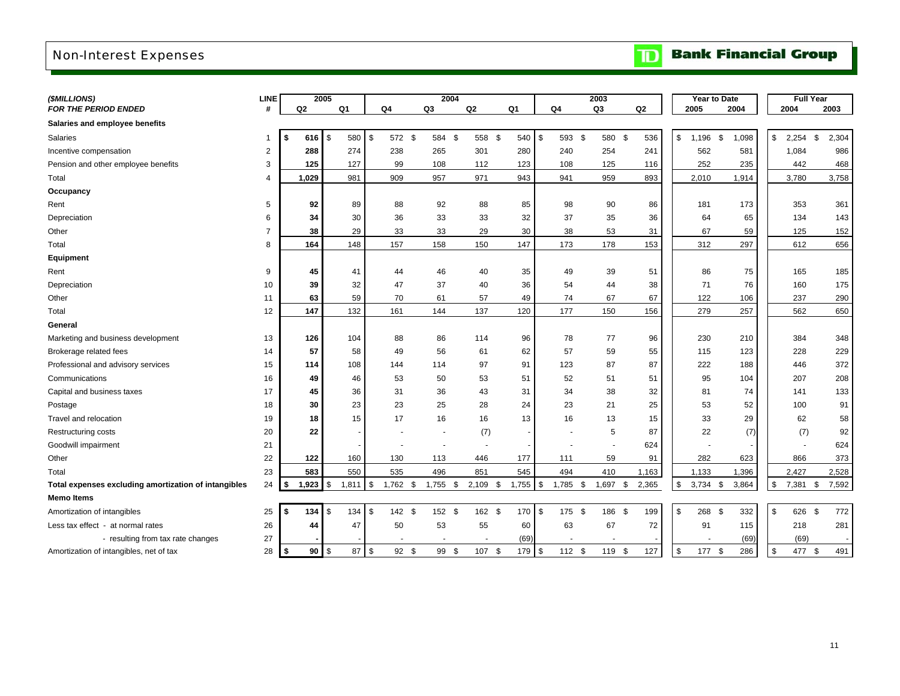# Non-Interest Expenses

**TD Bank Financial Group**

| *($MILLIONS)* *FOR THE PERIOD ENDED* | LINE # | 2005 Q2 | 2005 Q1 | 2004 Q4 | 2004 Q3 | 2004 Q2 | 2004 Q1 | 2003 Q4 | 2003 Q3 | 2003 Q2 | Year to Date 2005 | Year to Date 2004 | Full Year 2004 | Full Year 2003 |
|---|---|---|---|---|---|---|---|---|---|---|---|---|---|---|
| **Salaries and employee benefits** | | | | | | | | | | | | | | |
| Salaries | 1 | **$ 616** | $ 580 | $ 572 | $ 584 | $ 558 | $ 540 | $ 593 | $ 580 | $ 536 | $ 1,196 | $ 1,098 | $ 2,254 | $ 2,304 |
| Incentive compensation | 2 | **288** | 274 | 238 | 265 | 301 | 280 | 240 | 254 | 241 | 562 | 581 | 1,084 | 986 |
| Pension and other employee benefits | 3 | **125** | 127 | 99 | 108 | 112 | 123 | 108 | 125 | 116 | 252 | 235 | 442 | 468 |
| Total | 4 | **1,029** | 981 | 909 | 957 | 971 | 943 | 941 | 959 | 893 | 2,010 | 1,914 | 3,780 | 3,758 |
| **Occupancy** | | | | | | | | | | | | | | |
| Rent | 5 | **92** | 89 | 88 | 92 | 88 | 85 | 98 | 90 | 86 | 181 | 173 | 353 | 361 |
| Depreciation | 6 | **34** | 30 | 36 | 33 | 33 | 32 | 37 | 35 | 36 | 64 | 65 | 134 | 143 |
| Other | 7 | **38** | 29 | 33 | 33 | 29 | 30 | 38 | 53 | 31 | 67 | 59 | 125 | 152 |
| Total | 8 | **164** | 148 | 157 | 158 | 150 | 147 | 173 | 178 | 153 | 312 | 297 | 612 | 656 |
| **Equipment** | | | | | | | | | | | | | | |
| Rent | 9 | **45** | 41 | 44 | 46 | 40 | 35 | 49 | 39 | 51 | 86 | 75 | 165 | 185 |
| Depreciation | 10 | **39** | 32 | 47 | 37 | 40 | 36 | 54 | 44 | 38 | 71 | 76 | 160 | 175 |
| Other | 11 | **63** | 59 | 70 | 61 | 57 | 49 | 74 | 67 | 67 | 122 | 106 | 237 | 290 |
| Total | 12 | **147** | 132 | 161 | 144 | 137 | 120 | 177 | 150 | 156 | 279 | 257 | 562 | 650 |
| **General** | | | | | | | | | | | | | | |
| Marketing and business development | 13 | **126** | 104 | 88 | 86 | 114 | 96 | 78 | 77 | 96 | 230 | 210 | 384 | 348 |
| Brokerage related fees | 14 | **57** | 58 | 49 | 56 | 61 | 62 | 57 | 59 | 55 | 115 | 123 | 228 | 229 |
| Professional and advisory services | 15 | **114** | 108 | 144 | 114 | 97 | 91 | 123 | 87 | 87 | 222 | 188 | 446 | 372 |
| Communications | 16 | **49** | 46 | 53 | 50 | 53 | 51 | 52 | 51 | 51 | 95 | 104 | 207 | 208 |
| Capital and business taxes | 17 | **45** | 36 | 31 | 36 | 43 | 31 | 34 | 38 | 32 | 81 | 74 | 141 | 133 |
| Postage | 18 | **30** | 23 | 23 | 25 | 28 | 24 | 23 | 21 | 25 | 53 | 52 | 100 | 91 |
| Travel and relocation | 19 | **18** | 15 | 17 | 16 | 16 | 13 | 16 | 13 | 15 | 33 | 29 | 62 | 58 |
| Restructuring costs | 20 | **22** | - | - | - | (7) | - | - | 5 | 87 | 22 | (7) | (7) | 92 |
| Goodwill impairment | 21 | | - | - | - | - | - | - | - | 624 | - | - | - | 624 |
| Other | 22 | **122** | 160 | 130 | 113 | 446 | 177 | 111 | 59 | 91 | 282 | 623 | 866 | 373 |
| Total | 23 | **583** | 550 | 535 | 496 | 851 | 545 | 494 | 410 | 1,163 | 1,133 | 1,396 | 2,427 | 2,528 |
| **Total expenses excluding amortization of intangibles** | 24 | **$ 1,923** | $ 1,811 | $ 1,762 | $ 1,755 | $ 2,109 | $ 1,755 | $ 1,785 | $ 1,697 | $ 2,365 | $ 3,734 | $ 3,864 | $ 7,381 | $ 7,592 |
| **Memo Items** | | | | | | | | | | | | | | |
| Amortization of intangibles | 25 | **$ 134** | $ 134 | $ 142 | $ 152 | $ 162 | $ 170 | $ 175 | $ 186 | $ 199 | $ 268 | $ 332 | $ 626 | $ 772 |
| Less tax effect - at normal rates | 26 | **44** | 47 | 50 | 53 | 55 | 60 | 63 | 67 | 72 | 91 | 115 | 218 | 281 |
| - resulting from tax rate changes | 27 | **-** | - | - | - | - | (69) | - | - | - | - | (69) | (69) | - |
| Amortization of intangibles, net of tax | 28 | **$ 90** | $ 87 | $ 92 | $ 99 | $ 107 | $ 179 | $ 112 | $ 119 | $ 127 | $ 177 | $ 286 | $ 477 | $ 491 |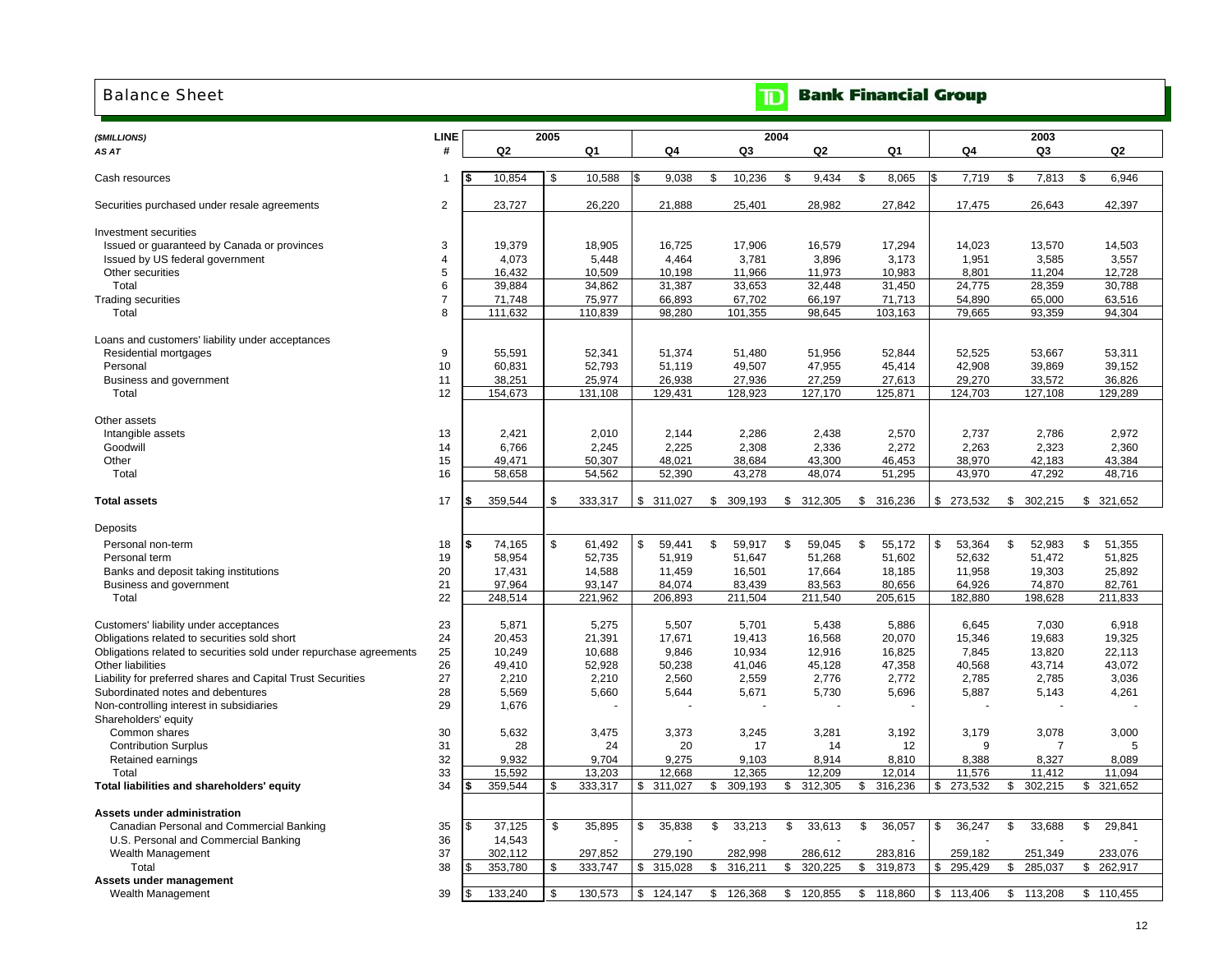# Balance Sheet

**TD Bank Financial Group**

| ($MILLIONS) | LINE | 2005 | | 2004 | | | | 2003 | | |
|---|---|---|---|---|---|---|---|---|---|---|
| AS AT | # | Q2 | Q1 | Q4 | Q3 | Q2 | Q1 | Q4 | Q3 | Q2 |
| Cash resources | 1 | $ 10,854 | $ 10,588 | $ 9,038 | $ 10,236 | $ 9,434 | $ 8,065 | $ 7,719 | $ 7,813 | $ 6,946 |
| Securities purchased under resale agreements | 2 | 23,727 | 26,220 | 21,888 | 25,401 | 28,982 | 27,842 | 17,475 | 26,643 | 42,397 |
| Investment securities | | | | | | | | | | |
| Issued or guaranteed by Canada or provinces | 3 | 19,379 | 18,905 | 16,725 | 17,906 | 16,579 | 17,294 | 14,023 | 13,570 | 14,503 |
| Issued by US federal government | 4 | 4,073 | 5,448 | 4,464 | 3,781 | 3,896 | 3,173 | 1,951 | 3,585 | 3,557 |
| Other securities | 5 | 16,432 | 10,509 | 10,198 | 11,966 | 11,973 | 10,983 | 8,801 | 11,204 | 12,728 |
| Total | 6 | 39,884 | 34,862 | 31,387 | 33,653 | 32,448 | 31,450 | 24,775 | 28,359 | 30,788 |
| Trading securities | 7 | 71,748 | 75,977 | 66,893 | 67,702 | 66,197 | 71,713 | 54,890 | 65,000 | 63,516 |
| Total | 8 | 111,632 | 110,839 | 98,280 | 101,355 | 98,645 | 103,163 | 79,665 | 93,359 | 94,304 |
| Loans and customers' liability under acceptances | | | | | | | | | | |
| Residential mortgages | 9 | 55,591 | 52,341 | 51,374 | 51,480 | 51,956 | 52,844 | 52,525 | 53,667 | 53,311 |
| Personal | 10 | 60,831 | 52,793 | 51,119 | 49,507 | 47,955 | 45,414 | 42,908 | 39,869 | 39,152 |
| Business and government | 11 | 38,251 | 25,974 | 26,938 | 27,936 | 27,259 | 27,613 | 29,270 | 33,572 | 36,826 |
| Total | 12 | 154,673 | 131,108 | 129,431 | 128,923 | 127,170 | 125,871 | 124,703 | 127,108 | 129,289 |
| Other assets | | | | | | | | | | |
| Intangible assets | 13 | 2,421 | 2,010 | 2,144 | 2,286 | 2,438 | 2,570 | 2,737 | 2,786 | 2,972 |
| Goodwill | 14 | 6,766 | 2,245 | 2,225 | 2,308 | 2,336 | 2,272 | 2,263 | 2,323 | 2,360 |
| Other | 15 | 49,471 | 50,307 | 48,021 | 38,684 | 43,300 | 46,453 | 38,970 | 42,183 | 43,384 |
| Total | 16 | 58,658 | 54,562 | 52,390 | 43,278 | 48,074 | 51,295 | 43,970 | 47,292 | 48,716 |
| **Total assets** | 17 | $ 359,544 | $ 333,317 | $ 311,027 | $ 309,193 | $ 312,305 | $ 316,236 | $ 273,532 | $ 302,215 | $ 321,652 |
| Deposits | | | | | | | | | | |
| Personal non-term | 18 | $ 74,165 | $ 61,492 | $ 59,441 | $ 59,917 | $ 59,045 | $ 55,172 | $ 53,364 | $ 52,983 | $ 51,355 |
| Personal term | 19 | 58,954 | 52,735 | 51,919 | 51,647 | 51,268 | 51,602 | 52,632 | 51,472 | 51,825 |
| Banks and deposit taking institutions | 20 | 17,431 | 14,588 | 11,459 | 16,501 | 17,664 | 18,185 | 11,958 | 19,303 | 25,892 |
| Business and government | 21 | 97,964 | 93,147 | 84,074 | 83,439 | 83,563 | 80,656 | 64,926 | 74,870 | 82,761 |
| Total | 22 | 248,514 | 221,962 | 206,893 | 211,504 | 211,540 | 205,615 | 182,880 | 198,628 | 211,833 |
| Customers' liability under acceptances | 23 | 5,871 | 5,275 | 5,507 | 5,701 | 5,438 | 5,886 | 6,645 | 7,030 | 6,918 |
| Obligations related to securities sold short | 24 | 20,453 | 21,391 | 17,671 | 19,413 | 16,568 | 20,070 | 15,346 | 19,683 | 19,325 |
| Obligations related to securities sold under repurchase agreements | 25 | 10,249 | 10,688 | 9,846 | 10,934 | 12,916 | 16,825 | 7,845 | 13,820 | 22,113 |
| Other liabilities | 26 | 49,410 | 52,928 | 50,238 | 41,046 | 45,128 | 47,358 | 40,568 | 43,714 | 43,072 |
| Liability for preferred shares and Capital Trust Securities | 27 | 2,210 | 2,210 | 2,560 | 2,559 | 2,776 | 2,772 | 2,785 | 2,785 | 3,036 |
| Subordinated notes and debentures | 28 | 5,569 | 5,660 | 5,644 | 5,671 | 5,730 | 5,696 | 5,887 | 5,143 | 4,261 |
| Non-controlling interest in subsidiaries | 29 | 1,676 | - | - | - | - | - | - | - | - |
| Shareholders' equity | | | | | | | | | | |
| Common shares | 30 | 5,632 | 3,475 | 3,373 | 3,245 | 3,281 | 3,192 | 3,179 | 3,078 | 3,000 |
| Contribution Surplus | 31 | 28 | 24 | 20 | 17 | 14 | 12 | 9 | 7 | 5 |
| Retained earnings | 32 | 9,932 | 9,704 | 9,275 | 9,103 | 8,914 | 8,810 | 8,388 | 8,327 | 8,089 |
| Total | 33 | 15,592 | 13,203 | 12,668 | 12,365 | 12,209 | 12,014 | 11,576 | 11,412 | 11,094 |
| **Total liabilities and shareholders' equity** | 34 | $ 359,544 | $ 333,317 | $ 311,027 | $ 309,193 | $ 312,305 | $ 316,236 | $ 273,532 | $ 302,215 | $ 321,652 |
| **Assets under administration** | | | | | | | | | | |
| Canadian Personal and Commercial Banking | 35 | $ 37,125 | $ 35,895 | $ 35,838 | $ 33,213 | $ 33,613 | $ 36,057 | $ 36,247 | $ 33,688 | $ 29,841 |
| U.S. Personal and Commercial Banking | 36 | 14,543 | - | - | - | - | - | - | - | - |
| Wealth Management | 37 | 302,112 | 297,852 | 279,190 | 282,998 | 286,612 | 283,816 | 259,182 | 251,349 | 233,076 |
| Total | 38 | $ 353,780 | $ 333,747 | $ 315,028 | $ 316,211 | $ 320,225 | $ 319,873 | $ 295,429 | $ 285,037 | $ 262,917 |
| **Assets under management** | | | | | | | | | | |
| Wealth Management | 39 | $ 133,240 | $ 130,573 | $ 124,147 | $ 126,368 | $ 120,855 | $ 118,860 | $ 113,406 | $ 113,208 | $ 110,455 |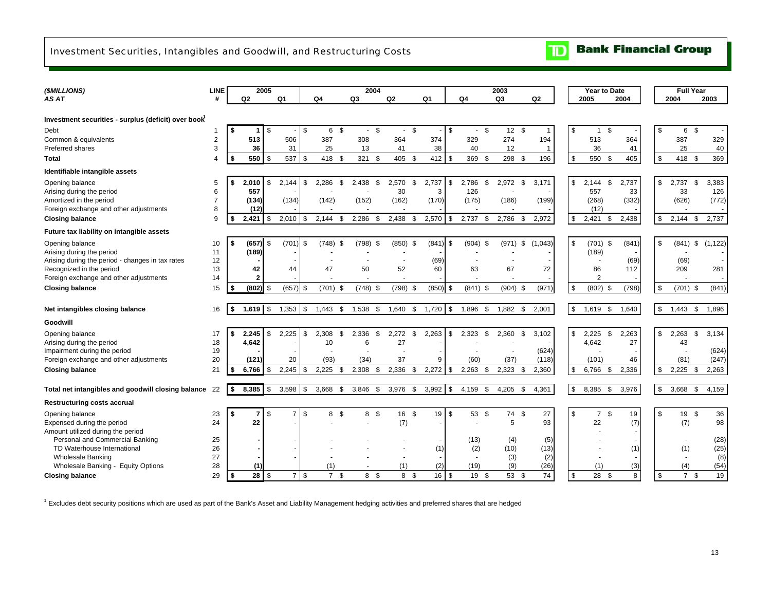# Investment Securities, Intangibles and Goodwill, and Restructuring Costs

TD Bank Financial Group

| ($MILLIONS) AS AT | LINE # | 2005 Q2 | 2005 Q1 | 2004 Q4 | 2004 Q3 | 2004 Q2 | 2004 Q1 | 2003 Q4 | 2003 Q3 | 2003 Q2 | Year to Date 2005 | Year to Date 2004 | Full Year 2004 | Full Year 2003 |
|---|---|---|---|---|---|---|---|---|---|---|---|---|---|---|
| **Investment securities - surplus (deficit) over book**[1] | | | | | | | | | | | | | | |
| Debt | 1 | $ 1 | $ - | $ 6 | $ - | $ - | $ - | $ - | $ 12 | $ 1 | $ 1 | $ - | $ 6 | $ - |
| Common & equivalents | 2 | 513 | 506 | 387 | 308 | 364 | 374 | 329 | 274 | 194 | 513 | 364 | 387 | 329 |
| Preferred shares | 3 | 36 | 31 | 25 | 13 | 41 | 38 | 40 | 12 | 1 | 36 | 41 | 25 | 40 |
| **Total** | 4 | $ 550 | $ 537 | $ 418 | $ 321 | $ 405 | $ 412 | $ 369 | $ 298 | $ 196 | $ 550 | $ 405 | $ 418 | $ 369 |
| **Identifiable intangible assets** | | | | | | | | | | | | | | |
| Opening balance | 5 | $ 2,010 | $ 2,144 | $ 2,286 | $ 2,438 | $ 2,570 | $ 2,737 | $ 2,786 | $ 2,972 | $ 3,171 | $ 2,144 | $ 2,737 | $ 2,737 | $ 3,383 |
| Arising during the period | 6 | 557 | - | - | - | 30 | 3 | 126 | - | - | 557 | 33 | 33 | 126 |
| Amortized in the period | 7 | (134) | (134) | (142) | (152) | (162) | (170) | (175) | (186) | (199) | (268) | (332) | (626) | (772) |
| Foreign exchange and other adjustments | 8 | (12) | - | - | - | - | - | - | - | - | (12) | - | - | - |
| **Closing balance** | 9 | $ 2,421 | $ 2,010 | $ 2,144 | $ 2,286 | $ 2,438 | $ 2,570 | $ 2,737 | $ 2,786 | $ 2,972 | $ 2,421 | $ 2,438 | $ 2,144 | $ 2,737 |
| **Future tax liability on intangible assets** | | | | | | | | | | | | | | |
| Opening balance | 10 | $ (657) | $ (701) | $ (748) | $ (798) | $ (850) | $ (841) | $ (904) | $ (971) | $ (1,043) | $ (701) | $ (841) | $ (841) | $ (1,122) |
| Arising during the period | 11 | (189) | - | - | - | - | - | - | - | - | (189) | - | - | - |
| Arising during the period - changes in tax rates | 12 | - | - | - | - | - | (69) | - | - | - | - | (69) | (69) | - |
| Recognized in the period | 13 | 42 | 44 | 47 | 50 | 52 | 60 | 63 | 67 | 72 | 86 | 112 | 209 | 281 |
| Foreign exchange and other adjustments | 14 | 2 | - | - | - | - | - | - | - | - | 2 | - | - | - |
| **Closing balance** | 15 | $ (802) | $ (657) | $ (701) | $ (748) | $ (798) | $ (850) | $ (841) | $ (904) | $ (971) | $ (802) | $ (798) | $ (701) | $ (841) |
| **Net intangibles closing balance** | 16 | $ 1,619 | $ 1,353 | $ 1,443 | $ 1,538 | $ 1,640 | $ 1,720 | $ 1,896 | $ 1,882 | $ 2,001 | $ 1,619 | $ 1,640 | $ 1,443 | $ 1,896 |
| **Goodwill** | | | | | | | | | | | | | | |
| Opening balance | 17 | $ 2,245 | $ 2,225 | $ 2,308 | $ 2,336 | $ 2,272 | $ 2,263 | $ 2,323 | $ 2,360 | $ 3,102 | $ 2,225 | $ 2,263 | $ 2,263 | $ 3,134 |
| Arising during the period | 18 | 4,642 | - | 10 | 6 | 27 | - | - | - | - | 4,642 | 27 | 43 | - |
| Impairment during the period | 19 | - | - | - | - | - | - | - | - | (624) | - | - | - | (624) |
| Foreign exchange and other adjustments | 20 | (121) | 20 | (93) | (34) | 37 | 9 | (60) | (37) | (118) | (101) | 46 | (81) | (247) |
| **Closing balance** | 21 | $ 6,766 | $ 2,245 | $ 2,225 | $ 2,308 | $ 2,336 | $ 2,272 | $ 2,263 | $ 2,323 | $ 2,360 | $ 6,766 | $ 2,336 | $ 2,225 | $ 2,263 |
| **Total net intangibles and goodwill closing balance** | 22 | $ 8,385 | $ 3,598 | $ 3,668 | $ 3,846 | $ 3,976 | $ 3,992 | $ 4,159 | $ 4,205 | $ 4,361 | $ 8,385 | $ 3,976 | $ 3,668 | $ 4,159 |
| **Restructuring costs accrual** | | | | | | | | | | | | | | |
| Opening balance | 23 | $ 7 | $ 7 | $ 8 | $ 8 | $ 16 | $ 19 | $ 53 | $ 74 | $ 27 | $ 7 | $ 19 | $ 19 | $ 36 |
| Expensed during the period | 24 | 22 | - | - | - | (7) | - | - | 5 | 93 | 22 | (7) | (7) | 98 |
| Amount utilized during the period | | | | | | | | | | | - | - | | |
| Personal and Commercial Banking | 25 | - | - | - | - | - | - | (13) | (4) | (5) | - | - | - | (28) |
| TD Waterhouse International | 26 | - | - | - | - | - | (1) | (2) | (10) | (13) | - | (1) | (1) | (25) |
| Wholesale Banking | 27 | - | - | - | - | - | - | - | (3) | (2) | - | - | - | (8) |
| Wholesale Banking - Equity Options | 28 | (1) | - | (1) | - | (1) | (2) | (19) | (9) | (26) | (1) | (3) | (4) | (54) |
| **Closing balance** | 29 | $ 28 | $ 7 | $ 7 | $ 8 | $ 8 | $ 16 | $ 19 | $ 53 | $ 74 | $ 28 | $ 8 | $ 7 | $ 19 |

[1] Excludes debt security positions which are used as part of the Bank's Asset and Liability Management hedging activities and preferred shares that are hedged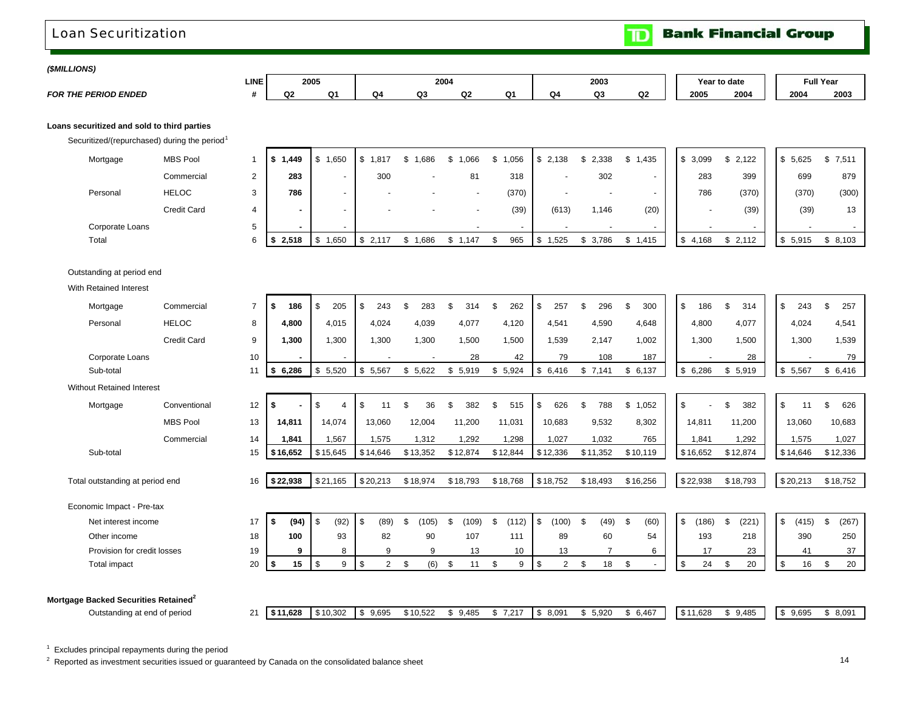# Loan Securitization

**($MILLIONS)**

| FOR THE PERIOD ENDED | | LINE # | 2005 Q2 | 2005 Q1 | 2004 Q4 | 2004 Q3 | 2004 Q2 | 2004 Q1 | 2003 Q4 | 2003 Q3 | 2003 Q2 | Year to date 2005 | Year to date 2004 | Full Year 2004 | Full Year 2003 |
|---|---|---|---|---|---|---|---|---|---|---|---|---|---|---|---|
| **Loans securitized and sold to third parties** | | | | | | | | | | | | | | | |
| Securitized/(repurchased) during the period[1] | | | | | | | | | | | | | | | |
| Mortgage | MBS Pool | 1 | **$ 1,449** | $ 1,650 | $ 1,817 | $ 1,686 | $ 1,066 | $ 1,056 | $ 2,138 | $ 2,338 | $ 1,435 | $ 3,099 | $ 2,122 | $ 5,625 | $ 7,511 |
| | Commercial | 2 | **283** | - | 300 | - | 81 | 318 | - | 302 | - | 283 | 399 | 699 | 879 |
| Personal | HELOC | 3 | **786** | - | - | - | - | (370) | - | - | - | 786 | (370) | (370) | (300) |
| | Credit Card | 4 | **-** | - | - | - | - | (39) | (613) | 1,146 | (20) | - | (39) | (39) | 13 |
| Corporate Loans | | 5 | **-** | - | | | - | - | - | - | - | - | - | - | - |
| Total | | 6 | **$ 2,518** | $ 1,650 | $ 2,117 | $ 1,686 | $ 1,147 | $ 965 | $ 1,525 | $ 3,786 | $ 1,415 | $ 4,168 | $ 2,112 | $ 5,915 | $ 8,103 |
| Outstanding at period end | | | | | | | | | | | | | | | |
| With Retained Interest | | | | | | | | | | | | | | | |
| Mortgage | Commercial | 7 | **$ 186** | $ 205 | $ 243 | $ 283 | $ 314 | $ 262 | $ 257 | $ 296 | $ 300 | $ 186 | $ 314 | $ 243 | $ 257 |
| Personal | HELOC | 8 | **4,800** | 4,015 | 4,024 | 4,039 | 4,077 | 4,120 | 4,541 | 4,590 | 4,648 | 4,800 | 4,077 | 4,024 | 4,541 |
| | Credit Card | 9 | **1,300** | 1,300 | 1,300 | 1,300 | 1,500 | 1,500 | 1,539 | 2,147 | 1,002 | 1,300 | 1,500 | 1,300 | 1,539 |
| Corporate Loans | | 10 | **-** | - | - | - | 28 | 42 | 79 | 108 | 187 | - | 28 | - | 79 |
| Sub-total | | 11 | **$ 6,286** | $ 5,520 | $ 5,567 | $ 5,622 | $ 5,919 | $ 5,924 | $ 6,416 | $ 7,141 | $ 6,137 | $ 6,286 | $ 5,919 | $ 5,567 | $ 6,416 |
| Without Retained Interest | | | | | | | | | | | | | | | |
| Mortgage | Conventional | 12 | **$ -** | $ 4 | $ 11 | $ 36 | $ 382 | $ 515 | $ 626 | $ 788 | $ 1,052 | $ - | $ 382 | $ 11 | $ 626 |
| | MBS Pool | 13 | **14,811** | 14,074 | 13,060 | 12,004 | 11,200 | 11,031 | 10,683 | 9,532 | 8,302 | 14,811 | 11,200 | 13,060 | 10,683 |
| | Commercial | 14 | **1,841** | 1,567 | 1,575 | 1,312 | 1,292 | 1,298 | 1,027 | 1,032 | 765 | 1,841 | 1,292 | 1,575 | 1,027 |
| Sub-total | | 15 | **$16,652** | $15,645 | $14,646 | $13,352 | $12,874 | $12,844 | $12,336 | $11,352 | $10,119 | $16,652 | $12,874 | $14,646 | $12,336 |
| Total outstanding at period end | | 16 | **$22,938** | $21,165 | $20,213 | $18,974 | $18,793 | $18,768 | $18,752 | $18,493 | $16,256 | $22,938 | $18,793 | $20,213 | $18,752 |
| Economic Impact - Pre-tax | | | | | | | | | | | | | | | |
| Net interest income | | 17 | **$ (94)** | $ (92) | $ (89) | $ (105) | $ (109) | $ (112) | $ (100) | $ (49) | $ (60) | $ (186) | $ (221) | $ (415) | $ (267) |
| Other income | | 18 | **100** | 93 | 82 | 90 | 107 | 111 | 89 | 60 | 54 | 193 | 218 | 390 | 250 |
| Provision for credit losses | | 19 | **9** | 8 | 9 | 9 | 13 | 10 | 13 | 7 | 6 | 17 | 23 | 41 | 37 |
| Total impact | | 20 | **$ 15** | $ 9 | $ 2 | $ (6) | $ 11 | $ 9 | $ 2 | $ 18 | $ - | $ 24 | $ 20 | $ 16 | $ 20 |
| **Mortgage Backed Securities Retained[2]** | | | | | | | | | | | | | | | |
| Outstanding at end of period | | 21 | **$11,628** | $10,302 | $ 9,695 | $10,522 | $ 9,485 | $ 7,217 | $ 8,091 | $ 5,920 | $ 6,467 | $11,628 | $ 9,485 | $ 9,695 | $ 8,091 |

[1] Excludes principal repayments during the period

[2] Reported as investment securities issued or guaranteed by Canada on the consolidated balance sheet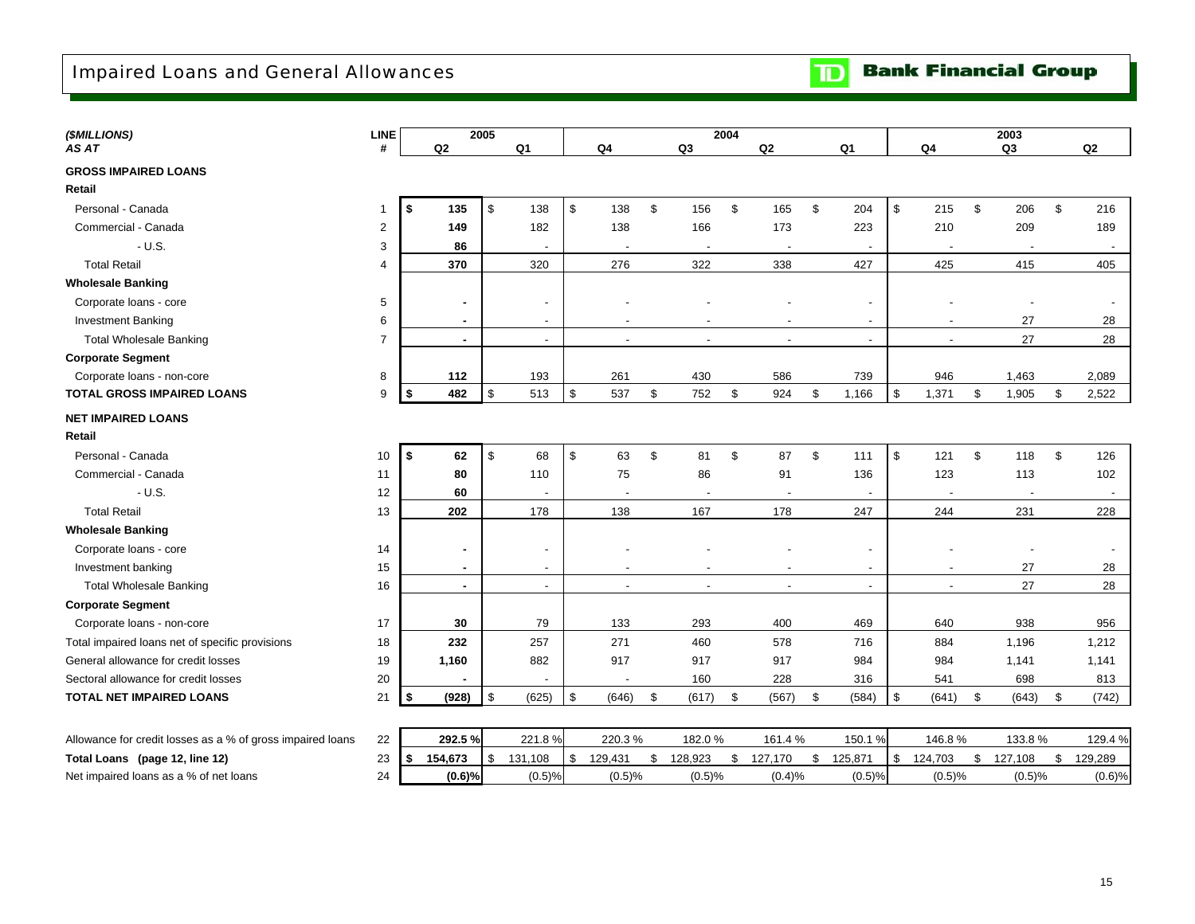# Impaired Loans and General Allowances

**TD Bank Financial Group**

| *($MILLIONS)* *AS AT* | LINE # | 2005 Q2 | 2005 Q1 | 2004 Q4 | 2004 Q3 | 2004 Q2 | 2004 Q1 | 2003 Q4 | 2003 Q3 | 2003 Q2 |
|---|---|---|---|---|---|---|---|---|---|---|
| **GROSS IMPAIRED LOANS** | | | | | | | | | | |
| **Retail** | | | | | | | | | | |
| Personal - Canada | 1 | **$ 135** | $ 138 | $ 138 | $ 156 | $ 165 | $ 204 | $ 215 | $ 206 | $ 216 |
| Commercial - Canada | 2 | **149** | 182 | 138 | 166 | 173 | 223 | 210 | 209 | 189 |
| - U.S. | 3 | **86** | - | - | - | - | - | - | - | - |
| Total Retail | 4 | **370** | 320 | 276 | 322 | 338 | 427 | 425 | 415 | 405 |
| **Wholesale Banking** | | | | | | | | | | |
| Corporate loans - core | 5 | **-** | - | - | - | - | - | - | - | - |
| Investment Banking | 6 | **-** | - | - | - | - | - | - | 27 | 28 |
| Total Wholesale Banking | 7 | **-** | - | - | - | - | - | - | 27 | 28 |
| **Corporate Segment** | | | | | | | | | | |
| Corporate loans - non-core | 8 | **112** | 193 | 261 | 430 | 586 | 739 | 946 | 1,463 | 2,089 |
| **TOTAL GROSS IMPAIRED LOANS** | 9 | **$ 482** | $ 513 | $ 537 | $ 752 | $ 924 | $ 1,166 | $ 1,371 | $ 1,905 | $ 2,522 |
| **NET IMPAIRED LOANS** | | | | | | | | | | |
| **Retail** | | | | | | | | | | |
| Personal - Canada | 10 | **$ 62** | $ 68 | $ 63 | $ 81 | $ 87 | $ 111 | $ 121 | $ 118 | $ 126 |
| Commercial - Canada | 11 | **80** | 110 | 75 | 86 | 91 | 136 | 123 | 113 | 102 |
| - U.S. | 12 | **60** | - | - | - | - | - | - | - | - |
| Total Retail | 13 | **202** | 178 | 138 | 167 | 178 | 247 | 244 | 231 | 228 |
| **Wholesale Banking** | | | | | | | | | | |
| Corporate loans - core | 14 | **-** | - | - | - | - | - | - | - | - |
| Investment banking | 15 | **-** | - | - | - | - | - | - | 27 | 28 |
| Total Wholesale Banking | 16 | **-** | - | - | - | - | - | - | 27 | 28 |
| **Corporate Segment** | | | | | | | | | | |
| Corporate loans - non-core | 17 | **30** | 79 | 133 | 293 | 400 | 469 | 640 | 938 | 956 |
| Total impaired loans net of specific provisions | 18 | **232** | 257 | 271 | 460 | 578 | 716 | 884 | 1,196 | 1,212 |
| General allowance for credit losses | 19 | **1,160** | 882 | 917 | 917 | 917 | 984 | 984 | 1,141 | 1,141 |
| Sectoral allowance for credit losses | 20 | **-** | - | - | 160 | 228 | 316 | 541 | 698 | 813 |
| **TOTAL NET IMPAIRED LOANS** | 21 | **$ (928)** | $ (625) | $ (646) | $ (617) | $ (567) | $ (584) | $ (641) | $ (643) | $ (742) |
| Allowance for credit losses as a % of gross impaired loans | 22 | **292.5 %** | 221.8 % | 220.3 % | 182.0 % | 161.4 % | 150.1 % | 146.8 % | 133.8 % | 129.4 % |
| **Total Loans (page 12, line 12)** | 23 | **$ 154,673** | $ 131,108 | $ 129,431 | $ 128,923 | $ 127,170 | $ 125,871 | $ 124,703 | $ 127,108 | $ 129,289 |
| Net impaired loans as a % of net loans | 24 | **(0.6)%** | (0.5)% | (0.5)% | (0.5)% | (0.4)% | (0.5)% | (0.5)% | (0.5)% | (0.6)% |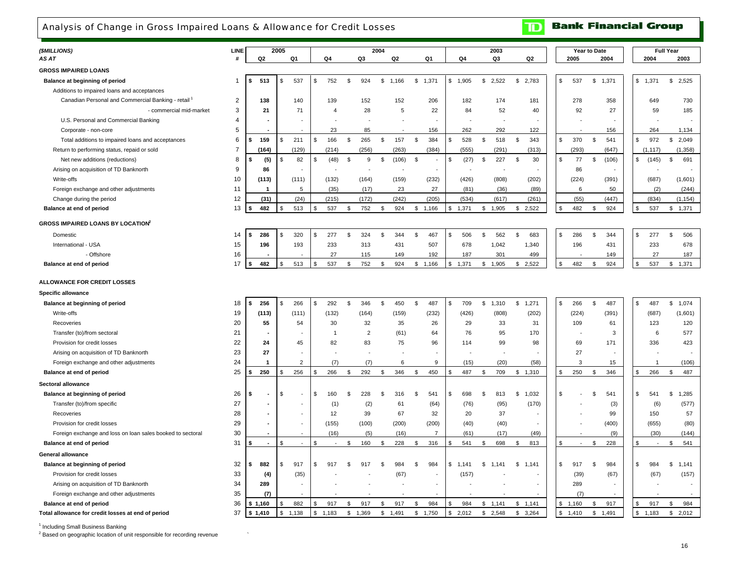# Analysis of Change in Gross Impaired Loans & Allowance for Credit Losses

**TD Bank Financial Group**

| *($MILLIONS)* | LINE | 2005 | | 2004 | | | | 2003 | | | Year to Date | | Full Year | |
|---|---|---|---|---|---|---|---|---|---|---|---|---|---|---|
| *AS AT* | # | Q2 | Q1 | Q4 | Q3 | Q2 | Q1 | Q4 | Q3 | Q2 | 2005 | 2004 | 2004 | 2003 |
| **GROSS IMPAIRED LOANS** | | | | | | | | | | | | | | |
| **Balance at beginning of period** | 1 | $ 513 | $ 537 | $ 752 | $ 924 | $ 1,166 | $ 1,371 | $ 1,905 | $ 2,522 | $ 2,783 | $ 537 | $ 1,371 | $ 1,371 | $ 2,525 |
| Additions to impaired loans and acceptances | | | | | | | | | | | | | | |
| Canadian Personal and Commercial Banking - retail [1] | 2 | 138 | 140 | 139 | 152 | 152 | 206 | 182 | 174 | 181 | 278 | 358 | 649 | 730 |
| - commercial mid-market | 3 | 21 | 71 | 4 | 28 | 5 | 22 | 84 | 52 | 40 | 92 | 27 | 59 | 185 |
| U.S. Personal and Commercial Banking | 4 | - | - | - | - | - | - | - | - | - | - | - | - | - |
| Corporate - non-core | 5 | - | - | 23 | 85 | - | 156 | 262 | 292 | 122 | - | 156 | 264 | 1,134 |
| Total additions to impaired loans and acceptances | 6 | $ 159 | $ 211 | $ 166 | $ 265 | $ 157 | $ 384 | $ 528 | $ 518 | $ 343 | $ 370 | $ 541 | $ 972 | $ 2,049 |
| Return to performing status, repaid or sold | 7 | (164) | (129) | (214) | (256) | (263) | (384) | (555) | (291) | (313) | (293) | (647) | (1,117) | (1,358) |
| Net new additions (reductions) | 8 | $ (5) | $ 82 | $ (48) | $ 9 | $ (106) | $ - | $ (27) | $ 227 | $ 30 | $ 77 | $ (106) | $ (145) | $ 691 |
| Arising on acquisition of TD Banknorth | 9 | 86 | - | - | - | - | - | - | - | - | 86 | - | - | - |
| Write-offs | 10 | (113) | (111) | (132) | (164) | (159) | (232) | (426) | (808) | (202) | (224) | (391) | (687) | (1,601) |
| Foreign exchange and other adjustments | 11 | 1 | 5 | (35) | (17) | 23 | 27 | (81) | (36) | (89) | 6 | 50 | (2) | (244) |
| Change during the period | 12 | (31) | (24) | (215) | (172) | (242) | (205) | (534) | (617) | (261) | (55) | (447) | (834) | (1,154) |
| **Balance at end of period** | 13 | $ 482 | $ 513 | $ 537 | $ 752 | $ 924 | $ 1,166 | $ 1,371 | $ 1,905 | $ 2,522 | $ 482 | $ 924 | $ 537 | $ 1,371 |
| **GROSS IMPAIRED LOANS BY LOCATION[2]** | | | | | | | | | | | | | | |
| Domestic | 14 | $ 286 | $ 320 | $ 277 | $ 324 | $ 344 | $ 467 | $ 506 | $ 562 | $ 683 | $ 286 | $ 344 | $ 277 | $ 506 |
| International - USA | 15 | 196 | 193 | 233 | 313 | 431 | 507 | 678 | 1,042 | 1,340 | 196 | 431 | 233 | 678 |
| - Offshore | 16 | - | - | 27 | 115 | 149 | 192 | 187 | 301 | 499 | - | 149 | 27 | 187 |
| **Balance at end of period** | 17 | $ 482 | $ 513 | $ 537 | $ 752 | $ 924 | $ 1,166 | $ 1,371 | $ 1,905 | $ 2,522 | $ 482 | $ 924 | $ 537 | $ 1,371 |
| **ALLOWANCE FOR CREDIT LOSSES** | | | | | | | | | | | | | | |
| **Specific allowance** | | | | | | | | | | | | | | |
| **Balance at beginning of period** | 18 | $ 256 | $ 266 | $ 292 | $ 346 | $ 450 | $ 487 | $ 709 | $ 1,310 | $ 1,271 | $ 266 | $ 487 | $ 487 | $ 1,074 |
| Write-offs | 19 | (113) | (111) | (132) | (164) | (159) | (232) | (426) | (808) | (202) | (224) | (391) | (687) | (1,601) |
| Recoveries | 20 | 55 | 54 | 30 | 32 | 35 | 26 | 29 | 33 | 31 | 109 | 61 | 123 | 120 |
| Transfer (to)/from sectoral | 21 | - | - | 1 | 2 | (61) | 64 | 76 | 95 | 170 | - | 3 | 6 | 577 |
| Provision for credit losses | 22 | 24 | 45 | 82 | 83 | 75 | 96 | 114 | 99 | 98 | 69 | 171 | 336 | 423 |
| Arising on acquisition of TD Banknorth | 23 | 27 | - | - | - | - | - | - | - | - | 27 | - | - | - |
| Foreign exchange and other adjustments | 24 | 1 | 2 | (7) | (7) | 6 | 9 | (15) | (20) | (58) | 3 | 15 | 1 | (106) |
| **Balance at end of period** | 25 | $ 250 | $ 256 | $ 266 | $ 292 | $ 346 | $ 450 | $ 487 | $ 709 | $ 1,310 | $ 250 | $ 346 | $ 266 | $ 487 |
| **Sectoral allowance** | | | | | | | | | | | | | | |
| **Balance at beginning of period** | 26 | $ - | $ - | $ 160 | $ 228 | $ 316 | $ 541 | $ 698 | $ 813 | $ 1,032 | $ - | $ 541 | $ 541 | $ 1,285 |
| Transfer (to)/from specific | 27 | - | - | (1) | (2) | 61 | (64) | (76) | (95) | (170) | - | (3) | (6) | (577) |
| Recoveries | 28 | - | - | 12 | 39 | 67 | 32 | 20 | 37 | - | - | 99 | 150 | 57 |
| Provision for credit losses | 29 | - | - | (155) | (100) | (200) | (200) | (40) | (40) | - | - | (400) | (655) | (80) |
| Foreign exchange and loss on loan sales booked to sectoral | 30 | - | - | (16) | (5) | (16) | 7 | (61) | (17) | (49) | - | (9) | (30) | (144) |
| **Balance at end of period** | 31 | $ - | $ - | $ - | $ 160 | $ 228 | $ 316 | $ 541 | $ 698 | $ 813 | $ - | $ 228 | $ - | $ 541 |
| **General allowance** | | | | | | | | | | | | | | |
| **Balance at beginning of period** | 32 | $ 882 | $ 917 | $ 917 | $ 917 | $ 984 | $ 984 | $ 1,141 | $ 1,141 | $ 1,141 | $ 917 | $ 984 | $ 984 | $ 1,141 |
| Provision for credit losses | 33 | (4) | (35) | - | - | (67) | - | (157) | - | - | (39) | (67) | (67) | (157) |
| Arising on acquisition of TD Banknorth | 34 | 289 | - | - | - | - | - | - | - | - | 289 | - | - | - |
| Foreign exchange and other adjustments | 35 | (7) | - | - | - | - | - | - | - | - | (7) | - | - | - |
| **Balance at end of period** | 36 | $ 1,160 | $ 882 | $ 917 | $ 917 | $ 917 | $ 984 | $ 984 | $ 1,141 | $ 1,141 | $ 1,160 | $ 917 | $ 917 | $ 984 |
| **Total allowance for credit losses at end of period** | 37 | $ 1,410 | $ 1,138 | $ 1,183 | $ 1,369 | $ 1,491 | $ 1,750 | $ 2,012 | $ 2,548 | $ 3,264 | $ 1,410 | $ 1,491 | $ 1,183 | $ 2,012 |

[1] Including Small Business Banking

[2] Based on geographic location of unit responsible for recording revenue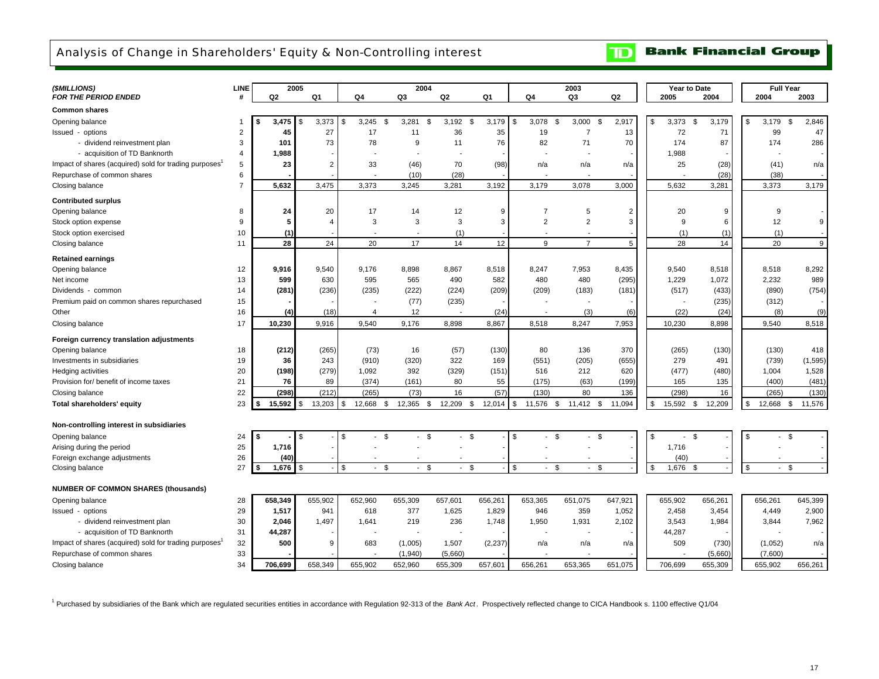# Analysis of Change in Shareholders' Equity & Non-Controlling interest

**TD Bank Financial Group**

| *($MILLIONS)* *FOR THE PERIOD ENDED* | LINE # | 2005 Q2 | 2005 Q1 | 2004 Q4 | 2004 Q3 | 2004 Q2 | 2004 Q1 | 2003 Q4 | 2003 Q3 | 2003 Q2 | Year to Date 2005 | Year to Date 2004 | Full Year 2004 | Full Year 2003 |
|---|---|---|---|---|---|---|---|---|---|---|---|---|---|---|
| **Common shares** | | | | | | | | | | | | | | |
| Opening balance | 1 | **$ 3,475** | $ 3,373 | $ 3,245 | $ 3,281 | $ 3,192 | $ 3,179 | $ 3,078 | $ 3,000 | $ 2,917 | $ 3,373 | $ 3,179 | $ 3,179 | $ 2,846 |
| Issued - options | 2 | **45** | 27 | 17 | 11 | 36 | 35 | 19 | 7 | 13 | 72 | 71 | 99 | 47 |
| - dividend reinvestment plan | 3 | **101** | 73 | 78 | 9 | 11 | 76 | 82 | 71 | 70 | 174 | 87 | 174 | 286 |
| - acquisition of TD Banknorth | 4 | **1,988** | - | - | - | - | - | - | - | - | 1,988 | - | - | - |
| Impact of shares (acquired) sold for trading purposes[1] | 5 | **23** | 2 | 33 | (46) | 70 | (98) | n/a | n/a | n/a | 25 | (28) | (41) | n/a |
| Repurchase of common shares | 6 | **-** | - | - | (10) | (28) | - | - | - | - | - | (28) | (38) | - |
| Closing balance | 7 | **5,632** | 3,475 | 3,373 | 3,245 | 3,281 | 3,192 | 3,179 | 3,078 | 3,000 | 5,632 | 3,281 | 3,373 | 3,179 |
| **Contributed surplus** | | | | | | | | | | | | | | |
| Opening balance | 8 | **24** | 20 | 17 | 14 | 12 | 9 | 7 | 5 | 2 | 20 | 9 | 9 | - |
| Stock option expense | 9 | **5** | 4 | 3 | 3 | 3 | 3 | 2 | 2 | 3 | 9 | 6 | 12 | 9 |
| Stock option exercised | 10 | **(1)** | - | - | - | (1) | - | - | - | - | (1) | (1) | (1) | - |
| Closing balance | 11 | **28** | 24 | 20 | 17 | 14 | 12 | 9 | 7 | 5 | 28 | 14 | 20 | 9 |
| **Retained earnings** | | | | | | | | | | | | | | |
| Opening balance | 12 | **9,916** | 9,540 | 9,176 | 8,898 | 8,867 | 8,518 | 8,247 | 7,953 | 8,435 | 9,540 | 8,518 | 8,518 | 8,292 |
| Net income | 13 | **599** | 630 | 595 | 565 | 490 | 582 | 480 | 480 | (295) | 1,229 | 1,072 | 2,232 | 989 |
| Dividends - common | 14 | **(281)** | (236) | (235) | (222) | (224) | (209) | (209) | (183) | (181) | (517) | (433) | (890) | (754) |
| Premium paid on common shares repurchased | 15 | **-** | - | - | (77) | (235) | - | - | - | - | - | (235) | (312) | - |
| Other | 16 | **(4)** | (18) | 4 | 12 | - | (24) | - | (3) | (6) | (22) | (24) | (8) | (9) |
| Closing balance | 17 | **10,230** | 9,916 | 9,540 | 9,176 | 8,898 | 8,867 | 8,518 | 8,247 | 7,953 | 10,230 | 8,898 | 9,540 | 8,518 |
| **Foreign currency translation adjustments** | | | | | | | | | | | | | | |
| Opening balance | 18 | **(212)** | (265) | (73) | 16 | (57) | (130) | 80 | 136 | 370 | (265) | (130) | (130) | 418 |
| Investments in subsidiaries | 19 | **36** | 243 | (910) | (320) | 322 | 169 | (551) | (205) | (655) | 279 | 491 | (739) | (1,595) |
| Hedging activities | 20 | **(198)** | (279) | 1,092 | 392 | (329) | (151) | 516 | 212 | 620 | (477) | (480) | 1,004 | 1,528 |
| Provision for/ benefit of income taxes | 21 | **76** | 89 | (374) | (161) | 80 | 55 | (175) | (63) | (199) | 165 | 135 | (400) | (481) |
| Closing balance | 22 | **(298)** | (212) | (265) | (73) | 16 | (57) | (130) | 80 | 136 | (298) | 16 | (265) | (130) |
| **Total shareholders' equity** | 23 | **$ 15,592** | $ 13,203 | $ 12,668 | $ 12,365 | $ 12,209 | $ 12,014 | $ 11,576 | $ 11,412 | $ 11,094 | $ 15,592 | $ 12,209 | $ 12,668 | $ 11,576 |
| **Non-controlling interest in subsidiaries** | | | | | | | | | | | | | | |
| Opening balance | 24 | **$ -** | $ - | $ - | $ - | $ - | $ - | $ - | $ - | $ - | $ - | $ - | $ - | $ - |
| Arising during the period | 25 | **1,716** | - | - | - | - | - | - | - | - | 1,716 | - | - | - |
| Foreign exchange adjustments | 26 | **(40)** | - | - | - | - | - | - | - | - | (40) | - | - | - |
| Closing balance | 27 | **$ 1,676** | $ - | $ - | $ - | $ - | $ - | $ - | $ - | $ - | $ 1,676 | $ - | $ - | $ - |
| **NUMBER OF COMMON SHARES (thousands)** | | | | | | | | | | | | | | |
| Opening balance | 28 | **658,349** | 655,902 | 652,960 | 655,309 | 657,601 | 656,261 | 653,365 | 651,075 | 647,921 | 655,902 | 656,261 | 656,261 | 645,399 |
| Issued - options | 29 | **1,517** | 941 | 618 | 377 | 1,625 | 1,829 | 946 | 359 | 1,052 | 2,458 | 3,454 | 4,449 | 2,900 |
| - dividend reinvestment plan | 30 | **2,046** | 1,497 | 1,641 | 219 | 236 | 1,748 | 1,950 | 1,931 | 2,102 | 3,543 | 1,984 | 3,844 | 7,962 |
| - acquisition of TD Banknorth | 31 | **44,287** | - | - | - | - | - | - | - | - | 44,287 | - | - | - |
| Impact of shares (acquired) sold for trading purposes[1] | 32 | **500** | 9 | 683 | (1,005) | 1,507 | (2,237) | n/a | n/a | n/a | 509 | (730) | (1,052) | n/a |
| Repurchase of common shares | 33 | **-** | - | - | (1,940) | (5,660) | - | - | - | - | - | (5,660) | (7,600) | - |
| Closing balance | 34 | **706,699** | 658,349 | 655,902 | 652,960 | 655,309 | 657,601 | 656,261 | 653,365 | 651,075 | 706,699 | 655,309 | 655,902 | 656,261 |

[1] Purchased by subsidiaries of the Bank which are regulated securities entities in accordance with Regulation 92-313 of the *Bank Act*. Prospectively reflected change to CICA Handbook s. 1100 effective Q1/04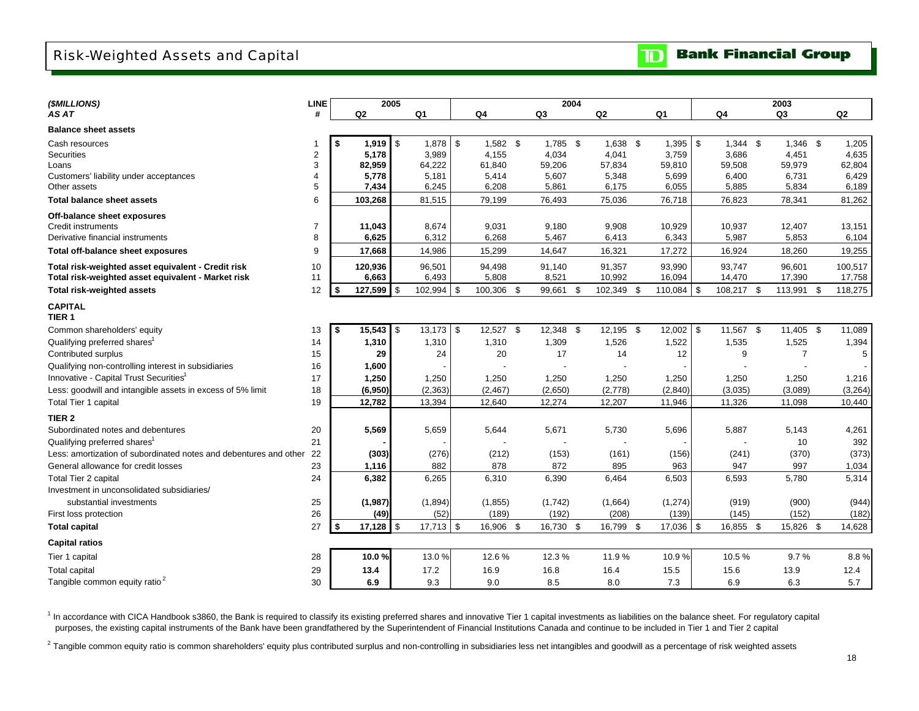# Risk-Weighted Assets and Capital

**TD Bank Financial Group**

| *($MILLIONS)* | LINE | 2005 | | 2004 | | | | 2003 | | |
|---|---|---|---|---|---|---|---|---|---|---|
| *AS AT* | # | Q2 | Q1 | Q4 | Q3 | Q2 | Q1 | Q4 | Q3 | Q2 |
| **Balance sheet assets** | | | | | | | | | | |
| Cash resources | 1 | **$ 1,919** | $ 1,878 | $ 1,582 | $ 1,785 | $ 1,638 | $ 1,395 | $ 1,344 | $ 1,346 | $ 1,205 |
| Securities | 2 | **5,178** | 3,989 | 4,155 | 4,034 | 4,041 | 3,759 | 3,686 | 4,451 | 4,635 |
| Loans | 3 | **82,959** | 64,222 | 61,840 | 59,206 | 57,834 | 59,810 | 59,508 | 59,979 | 62,804 |
| Customers' liability under acceptances | 4 | **5,778** | 5,181 | 5,414 | 5,607 | 5,348 | 5,699 | 6,400 | 6,731 | 6,429 |
| Other assets | 5 | **7,434** | 6,245 | 6,208 | 5,861 | 6,175 | 6,055 | 5,885 | 5,834 | 6,189 |
| **Total balance sheet assets** | 6 | **103,268** | 81,515 | 79,199 | 76,493 | 75,036 | 76,718 | 76,823 | 78,341 | 81,262 |
| **Off-balance sheet exposures** | | | | | | | | | | |
| Credit instruments | 7 | **11,043** | 8,674 | 9,031 | 9,180 | 9,908 | 10,929 | 10,937 | 12,407 | 13,151 |
| Derivative financial instruments | 8 | **6,625** | 6,312 | 6,268 | 5,467 | 6,413 | 6,343 | 5,987 | 5,853 | 6,104 |
| **Total off-balance sheet exposures** | 9 | **17,668** | 14,986 | 15,299 | 14,647 | 16,321 | 17,272 | 16,924 | 18,260 | 19,255 |
| **Total risk-weighted asset equivalent - Credit risk** | 10 | **120,936** | 96,501 | 94,498 | 91,140 | 91,357 | 93,990 | 93,747 | 96,601 | 100,517 |
| **Total risk-weighted asset equivalent - Market risk** | 11 | **6,663** | 6,493 | 5,808 | 8,521 | 10,992 | 16,094 | 14,470 | 17,390 | 17,758 |
| **Total risk-weighted assets** | 12 | **$ 127,599** | $ 102,994 | $ 100,306 | $ 99,661 | $ 102,349 | $ 110,084 | $ 108,217 | $ 113,991 | $ 118,275 |
| **CAPITAL** | | | | | | | | | | |
| **TIER 1** | | | | | | | | | | |
| Common shareholders' equity | 13 | **$ 15,543** | $ 13,173 | $ 12,527 | $ 12,348 | $ 12,195 | $ 12,002 | $ 11,567 | $ 11,405 | $ 11,089 |
| Qualifying preferred shares[1] | 14 | **1,310** | 1,310 | 1,310 | 1,309 | 1,526 | 1,522 | 1,535 | 1,525 | 1,394 |
| Contributed surplus | 15 | **29** | 24 | 20 | 17 | 14 | 12 | 9 | 7 | 5 |
| Qualifying non-controlling interest in subsidiaries | 16 | **1,600** | - | - | - | - | - | - | - | - |
| Innovative - Capital Trust Securities[1] | 17 | **1,250** | 1,250 | 1,250 | 1,250 | 1,250 | 1,250 | 1,250 | 1,250 | 1,216 |
| Less: goodwill and intangible assets in excess of 5% limit | 18 | **(6,950)** | (2,363) | (2,467) | (2,650) | (2,778) | (2,840) | (3,035) | (3,089) | (3,264) |
| Total Tier 1 capital | 19 | **12,782** | 13,394 | 12,640 | 12,274 | 12,207 | 11,946 | 11,326 | 11,098 | 10,440 |
| **TIER 2** | | | | | | | | | | |
| Subordinated notes and debentures | 20 | **5,569** | 5,659 | 5,644 | 5,671 | 5,730 | 5,696 | 5,887 | 5,143 | 4,261 |
| Qualifying preferred shares[1] | 21 | **-** | - | - | - | - | - | - | 10 | 392 |
| Less: amortization of subordinated notes and debentures and other | 22 | **(303)** | (276) | (212) | (153) | (161) | (156) | (241) | (370) | (373) |
| General allowance for credit losses | 23 | **1,116** | 882 | 878 | 872 | 895 | 963 | 947 | 997 | 1,034 |
| Total Tier 2 capital | 24 | **6,382** | 6,265 | 6,310 | 6,390 | 6,464 | 6,503 | 6,593 | 5,780 | 5,314 |
| Investment in unconsolidated subsidiaries/ substantial investments | 25 | **(1,987)** | (1,894) | (1,855) | (1,742) | (1,664) | (1,274) | (919) | (900) | (944) |
| First loss protection | 26 | **(49)** | (52) | (189) | (192) | (208) | (139) | (145) | (152) | (182) |
| **Total capital** | 27 | **$ 17,128** | $ 17,713 | $ 16,906 | $ 16,730 | $ 16,799 | $ 17,036 | $ 16,855 | $ 15,826 | $ 14,628 |
| **Capital ratios** | | | | | | | | | | |
| Tier 1 capital | 28 | **10.0 %** | 13.0 % | 12.6 % | 12.3 % | 11.9 % | 10.9 % | 10.5 % | 9.7 % | 8.8 % |
| Total capital | 29 | **13.4** | 17.2 | 16.9 | 16.8 | 16.4 | 15.5 | 15.6 | 13.9 | 12.4 |
| Tangible common equity ratio[2] | 30 | **6.9** | 9.3 | 9.0 | 8.5 | 8.0 | 7.3 | 6.9 | 6.3 | 5.7 |

[1] In accordance with CICA Handbook s3860, the Bank is required to classify its existing preferred shares and innovative Tier 1 capital investments as liabilities on the balance sheet. For regulatory capital purposes, the existing capital instruments of the Bank have been grandfathered by the Superintendent of Financial Institutions Canada and continue to be included in Tier 1 and Tier 2 capital

[2] Tangible common equity ratio is common shareholders' equity plus contributed surplus and non-controlling in subsidiaries less net intangibles and goodwill as a percentage of risk weighted assets